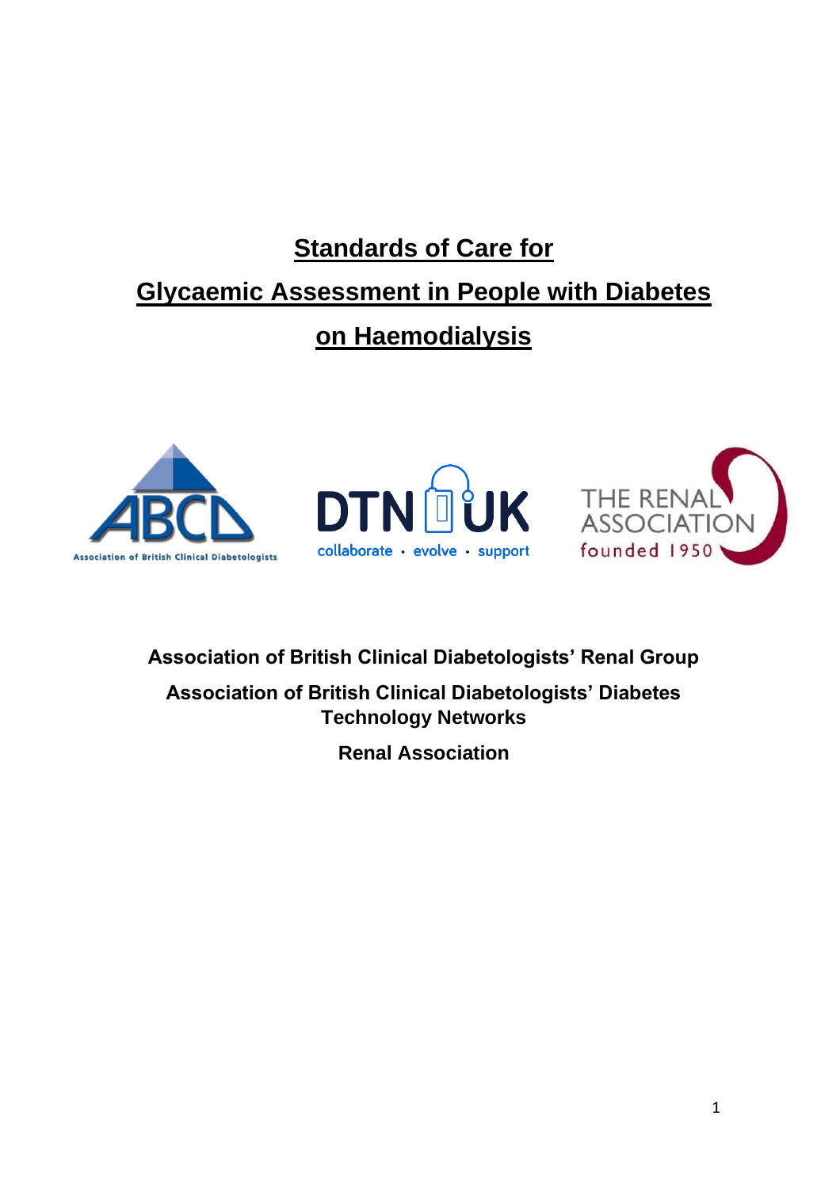# Standards of Care for Glycaemic Assessment in People with Diabetes on Haemodialysis

**Association of British Clinical Diabetologists' Renal Group**

**Association of British Clinical Diabetologists' Diabetes Technology Networks**

**Renal Association**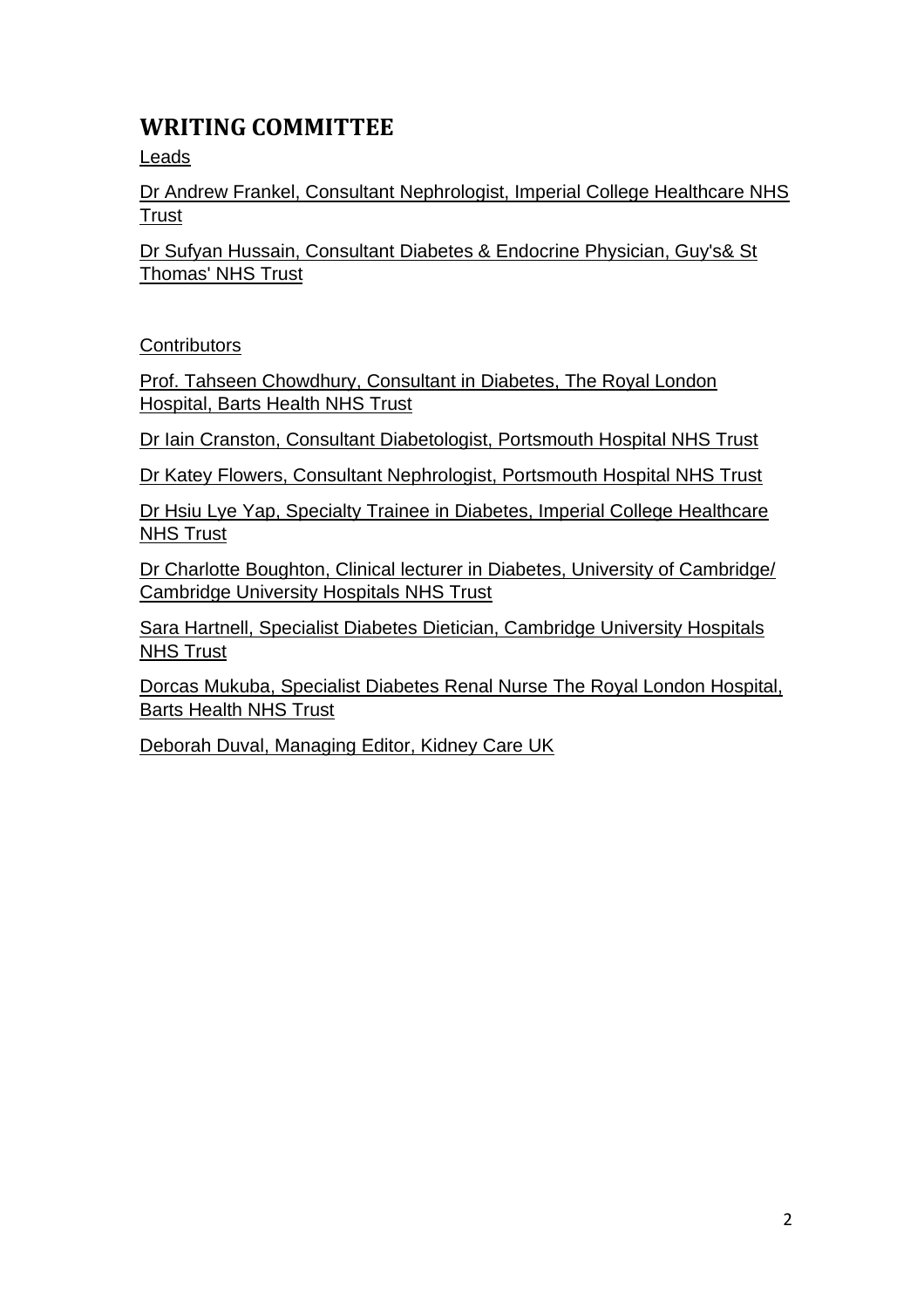## WRITING COMMITTEE

Leads

Dr Andrew Frankel, Consultant Nephrologist, Imperial College Healthcare NHS Trust

Dr Sufyan Hussain, Consultant Diabetes & Endocrine Physician, Guy's& St Thomas' NHS Trust

Contributors

Prof. Tahseen Chowdhury, Consultant in Diabetes, The Royal London Hospital, Barts Health NHS Trust

Dr Iain Cranston, Consultant Diabetologist, Portsmouth Hospital NHS Trust

Dr Katey Flowers, Consultant Nephrologist, Portsmouth Hospital NHS Trust

Dr Hsiu Lye Yap, Specialty Trainee in Diabetes, Imperial College Healthcare NHS Trust

Dr Charlotte Boughton, Clinical lecturer in Diabetes, University of Cambridge/ Cambridge University Hospitals NHS Trust

Sara Hartnell, Specialist Diabetes Dietician, Cambridge University Hospitals NHS Trust

Dorcas Mukuba, Specialist Diabetes Renal Nurse The Royal London Hospital, Barts Health NHS Trust

Deborah Duval, Managing Editor, Kidney Care UK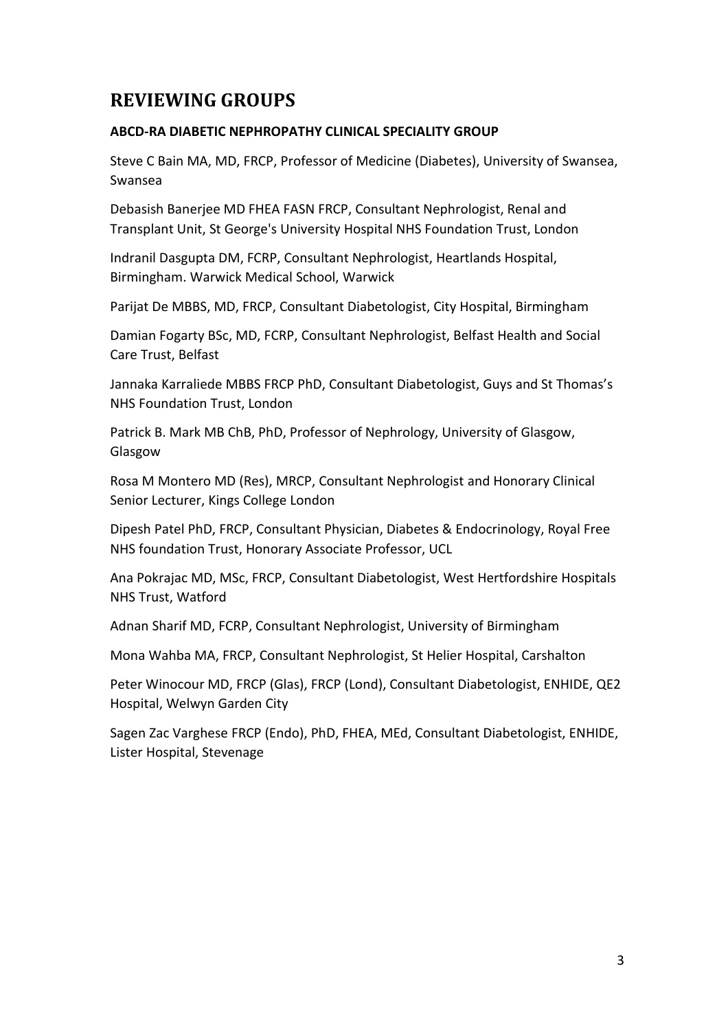## REVIEWING GROUPS

### ABCD-RA DIABETIC NEPHROPATHY CLINICAL SPECIALITY GROUP

Steve C Bain MA, MD, FRCP, Professor of Medicine (Diabetes), University of Swansea, Swansea

Debasish Banerjee MD FHEA FASN FRCP, Consultant Nephrologist, Renal and Transplant Unit, St George's University Hospital NHS Foundation Trust, London

Indranil Dasgupta DM, FCRP, Consultant Nephrologist, Heartlands Hospital, Birmingham. Warwick Medical School, Warwick

Parijat De MBBS, MD, FRCP, Consultant Diabetologist, City Hospital, Birmingham

Damian Fogarty BSc, MD, FCRP, Consultant Nephrologist, Belfast Health and Social Care Trust, Belfast

Jannaka Karraliede MBBS FRCP PhD, Consultant Diabetologist, Guys and St Thomas's NHS Foundation Trust, London

Patrick B. Mark MB ChB, PhD, Professor of Nephrology, University of Glasgow, Glasgow

Rosa M Montero MD (Res), MRCP, Consultant Nephrologist and Honorary Clinical Senior Lecturer, Kings College London

Dipesh Patel PhD, FRCP, Consultant Physician, Diabetes & Endocrinology, Royal Free NHS foundation Trust, Honorary Associate Professor, UCL

Ana Pokrajac MD, MSc, FRCP, Consultant Diabetologist, West Hertfordshire Hospitals NHS Trust, Watford

Adnan Sharif MD, FCRP, Consultant Nephrologist, University of Birmingham

Mona Wahba MA, FRCP, Consultant Nephrologist, St Helier Hospital, Carshalton

Peter Winocour MD, FRCP (Glas), FRCP (Lond), Consultant Diabetologist, ENHIDE, QE2 Hospital, Welwyn Garden City

Sagen Zac Varghese FRCP (Endo), PhD, FHEA, MEd, Consultant Diabetologist, ENHIDE, Lister Hospital, Stevenage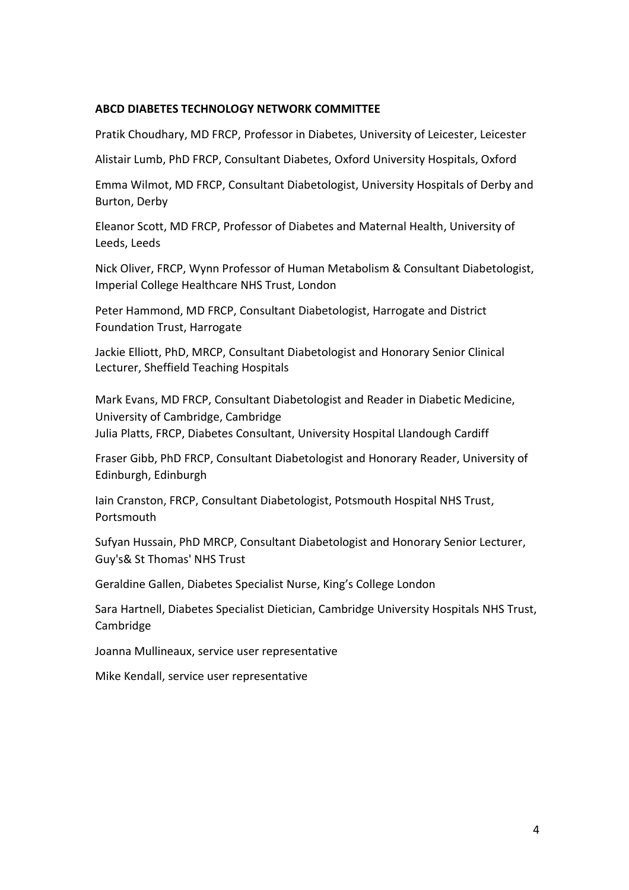**ABCD DIABETES TECHNOLOGY NETWORK COMMITTEE**

Pratik Choudhary, MD FRCP, Professor in Diabetes, University of Leicester, Leicester

Alistair Lumb, PhD FRCP, Consultant Diabetes, Oxford University Hospitals, Oxford

Emma Wilmot, MD FRCP, Consultant Diabetologist, University Hospitals of Derby and Burton, Derby

Eleanor Scott, MD FRCP, Professor of Diabetes and Maternal Health, University of Leeds, Leeds

Nick Oliver, FRCP, Wynn Professor of Human Metabolism & Consultant Diabetologist, Imperial College Healthcare NHS Trust, London

Peter Hammond, MD FRCP, Consultant Diabetologist, Harrogate and District Foundation Trust, Harrogate

Jackie Elliott, PhD, MRCP, Consultant Diabetologist and Honorary Senior Clinical Lecturer, Sheffield Teaching Hospitals

Mark Evans, MD FRCP, Consultant Diabetologist and Reader in Diabetic Medicine, University of Cambridge, Cambridge

Julia Platts, FRCP, Diabetes Consultant, University Hospital Llandough Cardiff

Fraser Gibb, PhD FRCP, Consultant Diabetologist and Honorary Reader, University of Edinburgh, Edinburgh

Iain Cranston, FRCP, Consultant Diabetologist, Potsmouth Hospital NHS Trust, Portsmouth

Sufyan Hussain, PhD MRCP, Consultant Diabetologist and Honorary Senior Lecturer, Guy's& St Thomas' NHS Trust

Geraldine Gallen, Diabetes Specialist Nurse, King's College London

Sara Hartnell, Diabetes Specialist Dietician, Cambridge University Hospitals NHS Trust, Cambridge

Joanna Mullineaux, service user representative

Mike Kendall, service user representative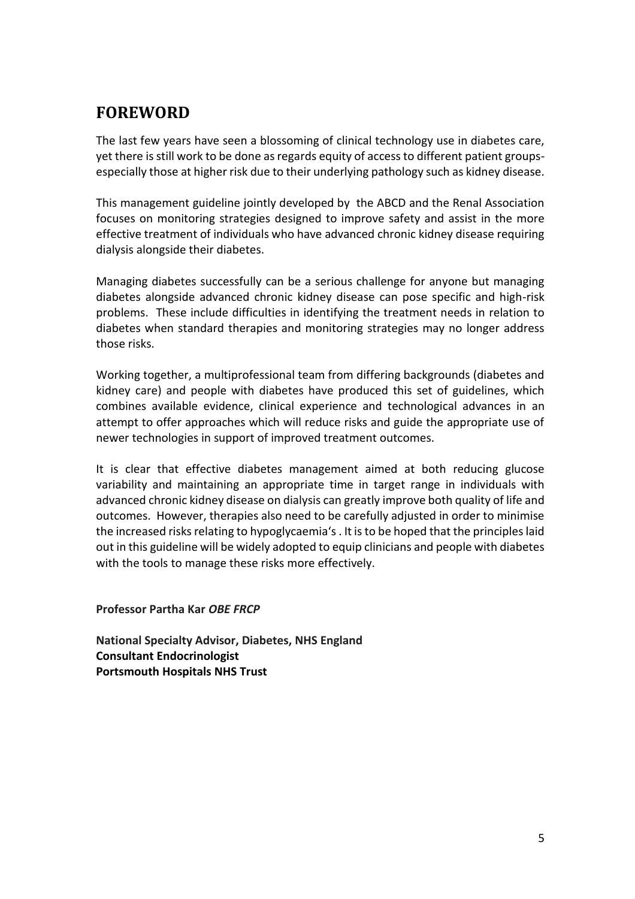# FOREWORD

The last few years have seen a blossoming of clinical technology use in diabetes care, yet there is still work to be done as regards equity of access to different patient groups- especially those at higher risk due to their underlying pathology such as kidney disease.

This management guideline jointly developed by the ABCD and the Renal Association focuses on monitoring strategies designed to improve safety and assist in the more effective treatment of individuals who have advanced chronic kidney disease requiring dialysis alongside their diabetes.

Managing diabetes successfully can be a serious challenge for anyone but managing diabetes alongside advanced chronic kidney disease can pose specific and high-risk problems. These include difficulties in identifying the treatment needs in relation to diabetes when standard therapies and monitoring strategies may no longer address those risks.

Working together, a multiprofessional team from differing backgrounds (diabetes and kidney care) and people with diabetes have produced this set of guidelines, which combines available evidence, clinical experience and technological advances in an attempt to offer approaches which will reduce risks and guide the appropriate use of newer technologies in support of improved treatment outcomes.

It is clear that effective diabetes management aimed at both reducing glucose variability and maintaining an appropriate time in target range in individuals with advanced chronic kidney disease on dialysis can greatly improve both quality of life and outcomes. However, therapies also need to be carefully adjusted in order to minimise the increased risks relating to hypoglycaemia's . It is to be hoped that the principles laid out in this guideline will be widely adopted to equip clinicians and people with diabetes with the tools to manage these risks more effectively.

**Professor Partha Kar** ***OBE FRCP***

**National Specialty Advisor, Diabetes, NHS England**
**Consultant Endocrinologist**
**Portsmouth Hospitals NHS Trust**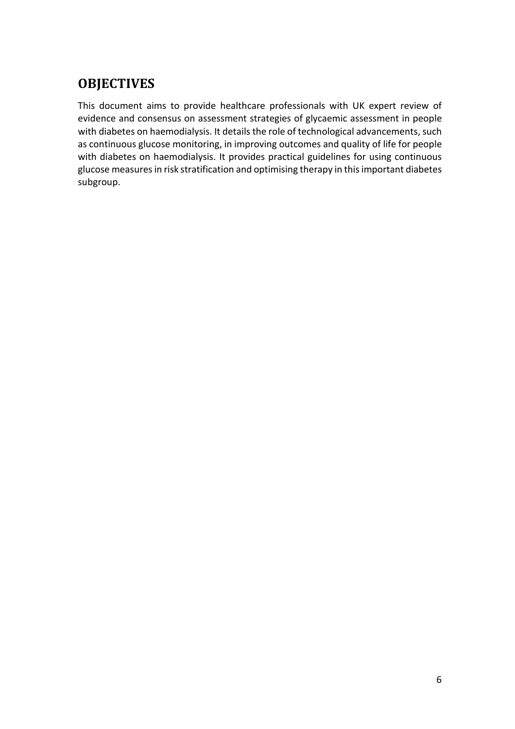## OBJECTIVES

This document aims to provide healthcare professionals with UK expert review of evidence and consensus on assessment strategies of glycaemic assessment in people with diabetes on haemodialysis. It details the role of technological advancements, such as continuous glucose monitoring, in improving outcomes and quality of life for people with diabetes on haemodialysis. It provides practical guidelines for using continuous glucose measures in risk stratification and optimising therapy in this important diabetes subgroup.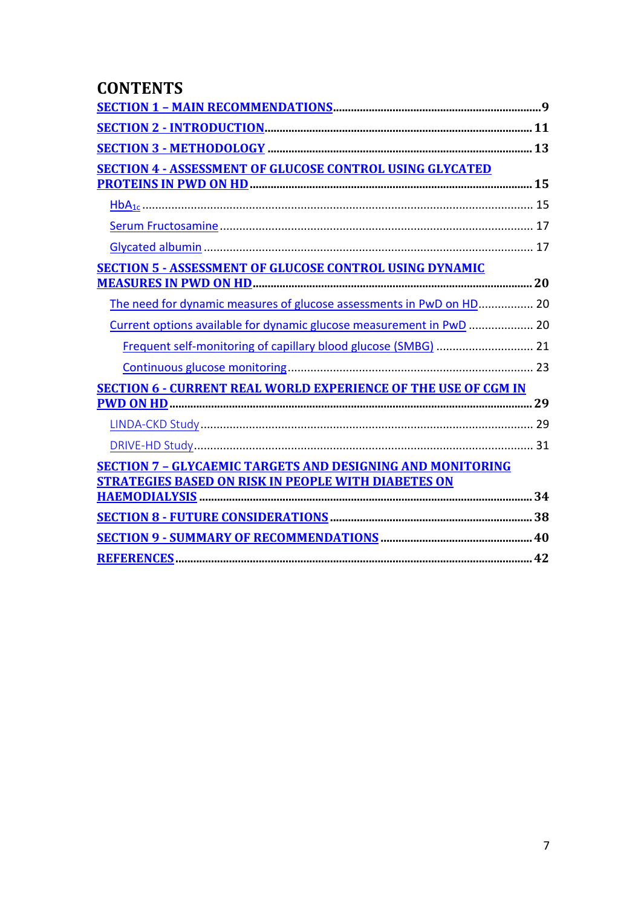# CONTENTS

**SECTION 1 – MAIN RECOMMENDATIONS** ........ 9

**SECTION 2 - INTRODUCTION** ........ 11

**SECTION 3 - METHODOLOGY** ........ 13

**SECTION 4 - ASSESSMENT OF GLUCOSE CONTROL USING GLYCATED PROTEINS IN PWD ON HD** ........ 15

- $HbA_{1c}$ ........ 15
- Serum Fructosamine ........ 17
- Glycated albumin ........ 17

**SECTION 5 - ASSESSMENT OF GLUCOSE CONTROL USING DYNAMIC MEASURES IN PWD ON HD** ........ 20

- The need for dynamic measures of glucose assessments in PwD on HD ........ 20
- Current options available for dynamic glucose measurement in PwD ........ 20
  - Frequent self-monitoring of capillary blood glucose (SMBG) ........ 21
  - Continuous glucose monitoring ........ 23

**SECTION 6 - CURRENT REAL WORLD EXPERIENCE OF THE USE OF CGM IN PWD ON HD** ........ 29

- LINDA-CKD Study ........ 29
- DRIVE-HD Study ........ 31

**SECTION 7 – GLYCAEMIC TARGETS AND DESIGNING AND MONITORING STRATEGIES BASED ON RISK IN PEOPLE WITH DIABETES ON HAEMODIALYSIS** ........ 34

**SECTION 8 - FUTURE CONSIDERATIONS** ........ 38

**SECTION 9 - SUMMARY OF RECOMMENDATIONS** ........ 40

**REFERENCES** ........ 42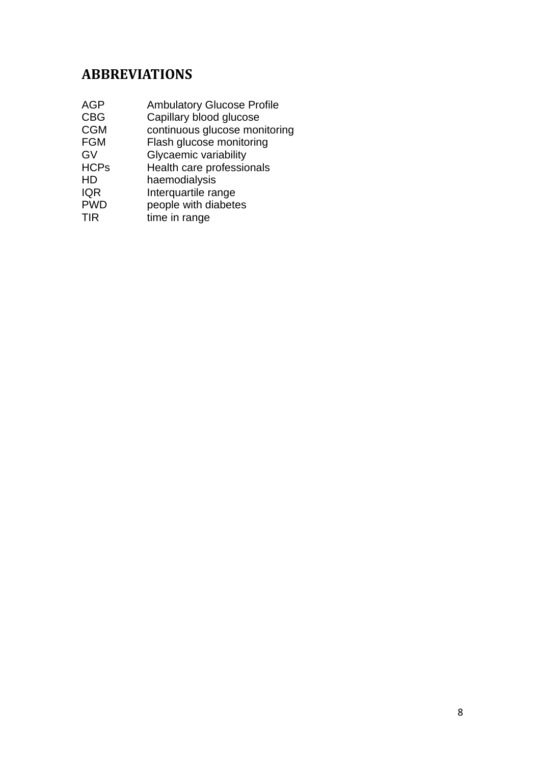## ABBREVIATIONS

| | |
|---|---|
| AGP | Ambulatory Glucose Profile |
| CBG | Capillary blood glucose |
| CGM | continuous glucose monitoring |
| FGM | Flash glucose monitoring |
| GV | Glycaemic variability |
| HCPs | Health care professionals |
| HD | haemodialysis |
| IQR | Interquartile range |
| PWD | people with diabetes |
| TIR | time in range |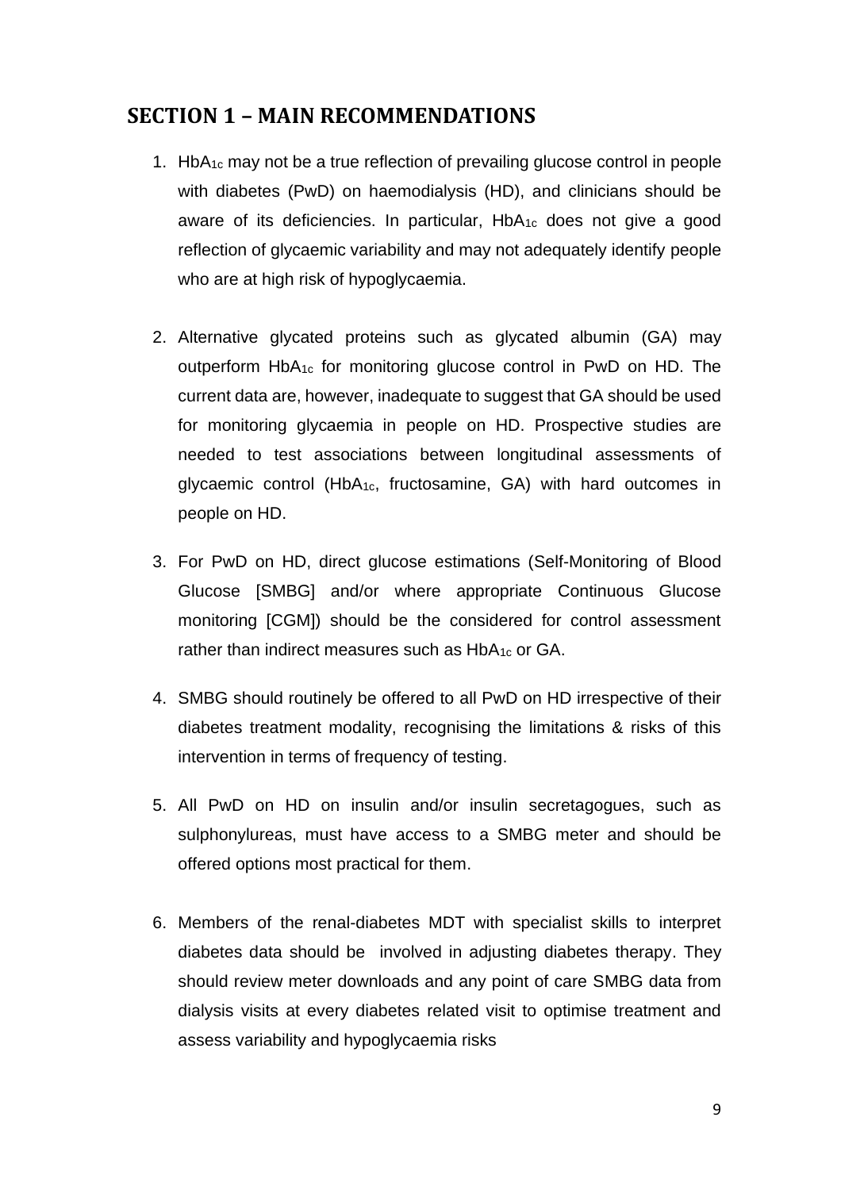## SECTION 1 – MAIN RECOMMENDATIONS

1. $HbA_{1c}$ may not be a true reflection of prevailing glucose control in people with diabetes (PwD) on haemodialysis (HD), and clinicians should be aware of its deficiencies. In particular, $HbA_{1c}$ does not give a good reflection of glycaemic variability and may not adequately identify people who are at high risk of hypoglycaemia.

2. Alternative glycated proteins such as glycated albumin (GA) may outperform $HbA_{1c}$ for monitoring glucose control in PwD on HD. The current data are, however, inadequate to suggest that GA should be used for monitoring glycaemia in people on HD. Prospective studies are needed to test associations between longitudinal assessments of glycaemic control ($HbA_{1c}$, fructosamine, GA) with hard outcomes in people on HD.

3. For PwD on HD, direct glucose estimations (Self-Monitoring of Blood Glucose [SMBG] and/or where appropriate Continuous Glucose monitoring [CGM]) should be the considered for control assessment rather than indirect measures such as $HbA_{1c}$ or GA.

4. SMBG should routinely be offered to all PwD on HD irrespective of their diabetes treatment modality, recognising the limitations & risks of this intervention in terms of frequency of testing.

5. All PwD on HD on insulin and/or insulin secretagogues, such as sulphonylureas, must have access to a SMBG meter and should be offered options most practical for them.

6. Members of the renal-diabetes MDT with specialist skills to interpret diabetes data should be involved in adjusting diabetes therapy. They should review meter downloads and any point of care SMBG data from dialysis visits at every diabetes related visit to optimise treatment and assess variability and hypoglycaemia risks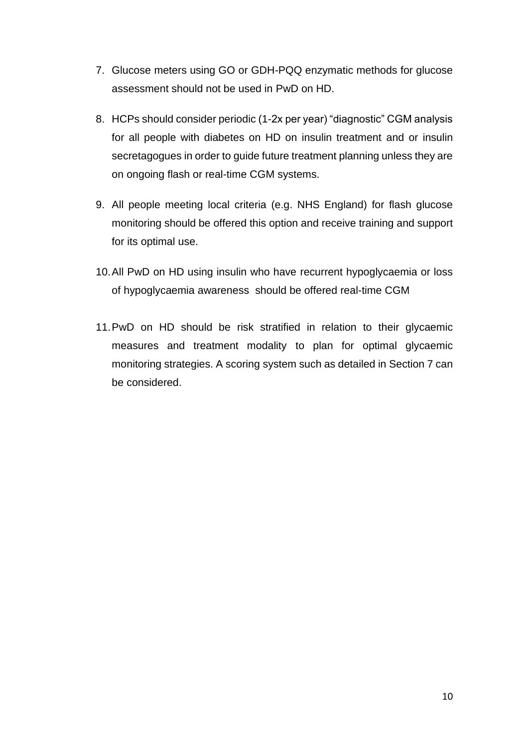7. Glucose meters using GO or GDH-PQQ enzymatic methods for glucose assessment should not be used in PwD on HD.

8. HCPs should consider periodic (1-2x per year) "diagnostic" CGM analysis for all people with diabetes on HD on insulin treatment and or insulin secretagogues in order to guide future treatment planning unless they are on ongoing flash or real-time CGM systems.

9. All people meeting local criteria (e.g. NHS England) for flash glucose monitoring should be offered this option and receive training and support for its optimal use.

10. All PwD on HD using insulin who have recurrent hypoglycaemia or loss of hypoglycaemia awareness should be offered real-time CGM

11. PwD on HD should be risk stratified in relation to their glycaemic measures and treatment modality to plan for optimal glycaemic monitoring strategies. A scoring system such as detailed in Section 7 can be considered.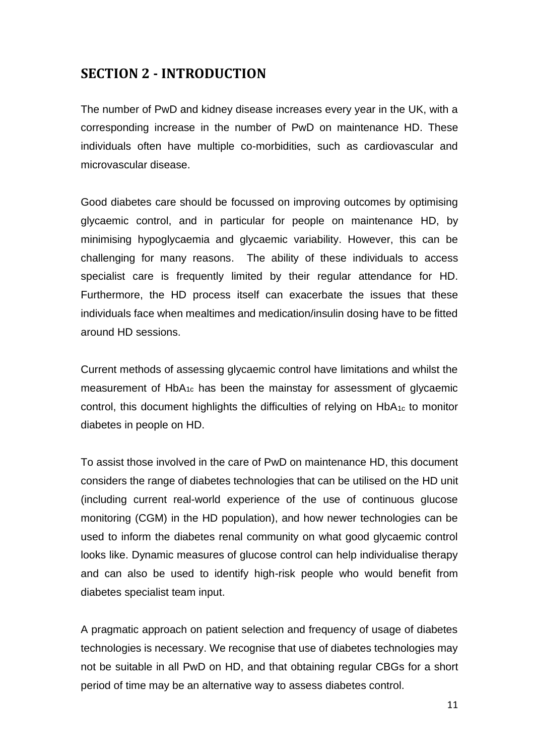## SECTION 2 - INTRODUCTION

The number of PwD and kidney disease increases every year in the UK, with a corresponding increase in the number of PwD on maintenance HD. These individuals often have multiple co-morbidities, such as cardiovascular and microvascular disease.

Good diabetes care should be focussed on improving outcomes by optimising glycaemic control, and in particular for people on maintenance HD, by minimising hypoglycaemia and glycaemic variability. However, this can be challenging for many reasons. The ability of these individuals to access specialist care is frequently limited by their regular attendance for HD. Furthermore, the HD process itself can exacerbate the issues that these individuals face when mealtimes and medication/insulin dosing have to be fitted around HD sessions.

Current methods of assessing glycaemic control have limitations and whilst the measurement of $HbA_{1c}$ has been the mainstay for assessment of glycaemic control, this document highlights the difficulties of relying on $HbA_{1c}$ to monitor diabetes in people on HD.

To assist those involved in the care of PwD on maintenance HD, this document considers the range of diabetes technologies that can be utilised on the HD unit (including current real-world experience of the use of continuous glucose monitoring (CGM) in the HD population), and how newer technologies can be used to inform the diabetes renal community on what good glycaemic control looks like. Dynamic measures of glucose control can help individualise therapy and can also be used to identify high-risk people who would benefit from diabetes specialist team input.

A pragmatic approach on patient selection and frequency of usage of diabetes technologies is necessary. We recognise that use of diabetes technologies may not be suitable in all PwD on HD, and that obtaining regular CBGs for a short period of time may be an alternative way to assess diabetes control.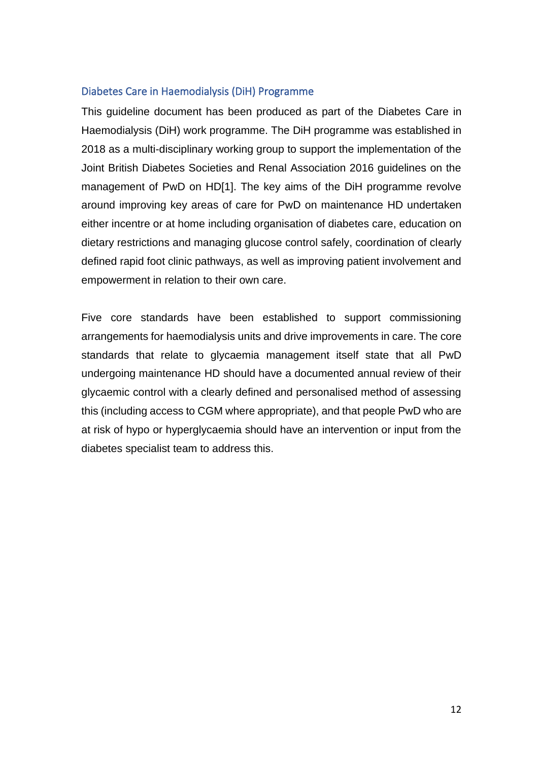## Diabetes Care in Haemodialysis (DiH) Programme

This guideline document has been produced as part of the Diabetes Care in Haemodialysis (DiH) work programme. The DiH programme was established in 2018 as a multi-disciplinary working group to support the implementation of the Joint British Diabetes Societies and Renal Association 2016 guidelines on the management of PwD on HD[1]. The key aims of the DiH programme revolve around improving key areas of care for PwD on maintenance HD undertaken either incentre or at home including organisation of diabetes care, education on dietary restrictions and managing glucose control safely, coordination of clearly defined rapid foot clinic pathways, as well as improving patient involvement and empowerment in relation to their own care.

Five core standards have been established to support commissioning arrangements for haemodialysis units and drive improvements in care. The core standards that relate to glycaemia management itself state that all PwD undergoing maintenance HD should have a documented annual review of their glycaemic control with a clearly defined and personalised method of assessing this (including access to CGM where appropriate), and that people PwD who are at risk of hypo or hyperglycaemia should have an intervention or input from the diabetes specialist team to address this.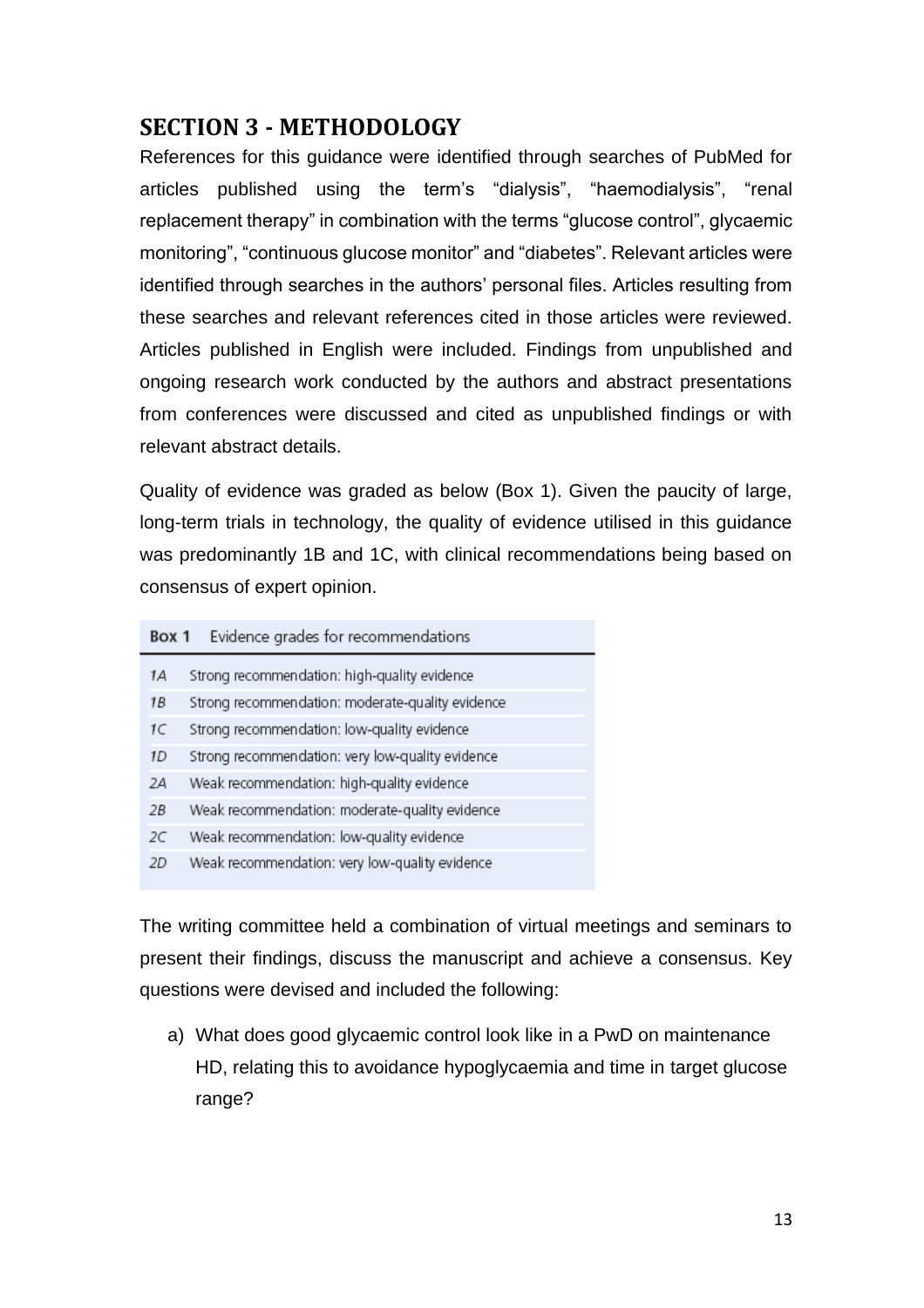## SECTION 3 - METHODOLOGY

References for this guidance were identified through searches of PubMed for articles published using the term's "dialysis", "haemodialysis", "renal replacement therapy" in combination with the terms "glucose control", glycaemic monitoring", "continuous glucose monitor" and "diabetes". Relevant articles were identified through searches in the authors' personal files. Articles resulting from these searches and relevant references cited in those articles were reviewed. Articles published in English were included. Findings from unpublished and ongoing research work conducted by the authors and abstract presentations from conferences were discussed and cited as unpublished findings or with relevant abstract details.

Quality of evidence was graded as below (Box 1). Given the paucity of large, long-term trials in technology, the quality of evidence utilised in this guidance was predominantly 1B and 1C, with clinical recommendations being based on consensus of expert opinion.

**Box 1** Evidence grades for recommendations

| | |
|---|---|
| *1A* | Strong recommendation: high-quality evidence |
| *1B* | Strong recommendation: moderate-quality evidence |
| *1C* | Strong recommendation: low-quality evidence |
| *1D* | Strong recommendation: very low-quality evidence |
| *2A* | Weak recommendation: high-quality evidence |
| *2B* | Weak recommendation: moderate-quality evidence |
| *2C* | Weak recommendation: low-quality evidence |
| *2D* | Weak recommendation: very low-quality evidence |

The writing committee held a combination of virtual meetings and seminars to present their findings, discuss the manuscript and achieve a consensus. Key questions were devised and included the following:

a) What does good glycaemic control look like in a PwD on maintenance HD, relating this to avoidance hypoglycaemia and time in target glucose range?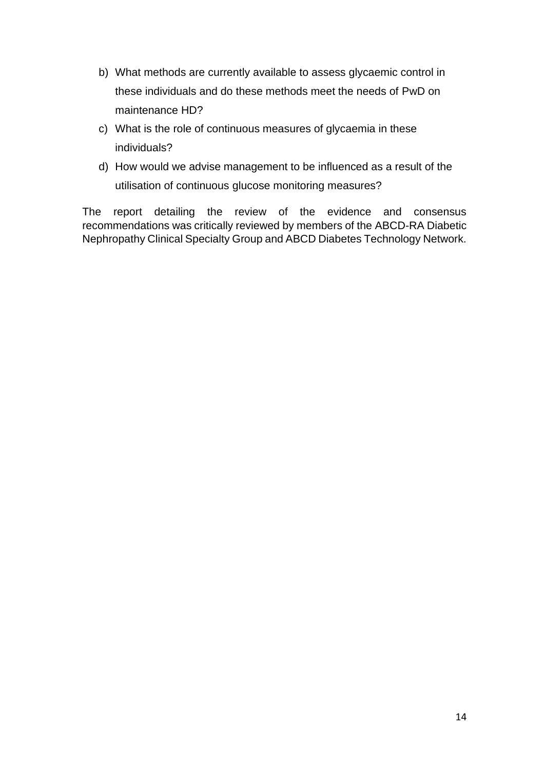b) What methods are currently available to assess glycaemic control in these individuals and do these methods meet the needs of PwD on maintenance HD?
c) What is the role of continuous measures of glycaemia in these individuals?
d) How would we advise management to be influenced as a result of the utilisation of continuous glucose monitoring measures?

The report detailing the review of the evidence and consensus recommendations was critically reviewed by members of the ABCD-RA Diabetic Nephropathy Clinical Specialty Group and ABCD Diabetes Technology Network.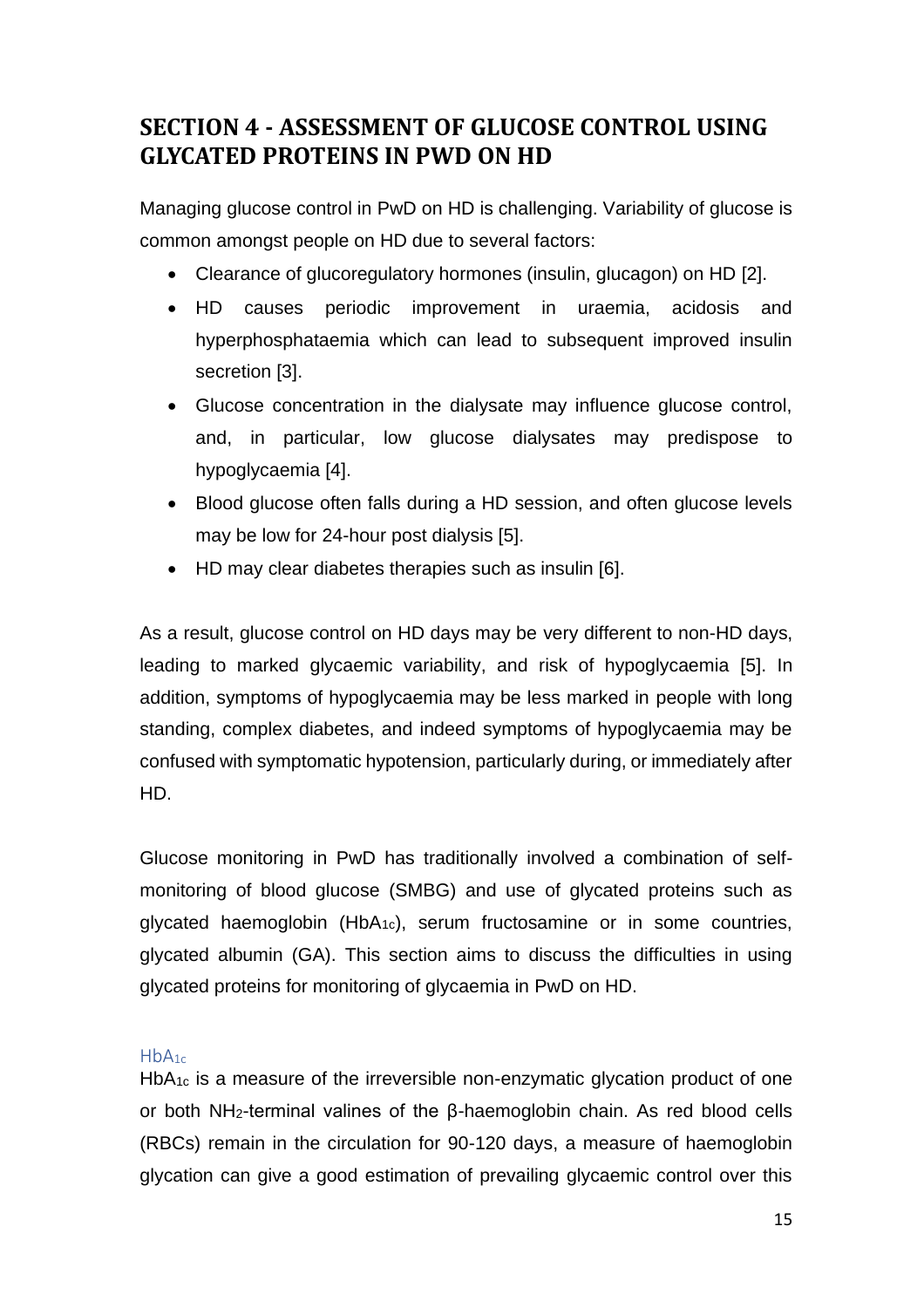## SECTION 4 - ASSESSMENT OF GLUCOSE CONTROL USING GLYCATED PROTEINS IN PWD ON HD

Managing glucose control in PwD on HD is challenging. Variability of glucose is common amongst people on HD due to several factors:

- Clearance of glucoregulatory hormones (insulin, glucagon) on HD [2].
- HD causes periodic improvement in uraemia, acidosis and hyperphosphataemia which can lead to subsequent improved insulin secretion [3].
- Glucose concentration in the dialysate may influence glucose control, and, in particular, low glucose dialysates may predispose to hypoglycaemia [4].
- Blood glucose often falls during a HD session, and often glucose levels may be low for 24-hour post dialysis [5].
- HD may clear diabetes therapies such as insulin [6].

As a result, glucose control on HD days may be very different to non-HD days, leading to marked glycaemic variability, and risk of hypoglycaemia [5]. In addition, symptoms of hypoglycaemia may be less marked in people with long standing, complex diabetes, and indeed symptoms of hypoglycaemia may be confused with symptomatic hypotension, particularly during, or immediately after HD.

Glucose monitoring in PwD has traditionally involved a combination of self-monitoring of blood glucose (SMBG) and use of glycated proteins such as glycated haemoglobin ($HbA_{1c}$), serum fructosamine or in some countries, glycated albumin (GA). This section aims to discuss the difficulties in using glycated proteins for monitoring of glycaemia in PwD on HD.

### $HbA_{1c}$

$HbA_{1c}$ is a measure of the irreversible non-enzymatic glycation product of one or both $NH_2$-terminal valines of the β-haemoglobin chain. As red blood cells (RBCs) remain in the circulation for 90-120 days, a measure of haemoglobin glycation can give a good estimation of prevailing glycaemic control over this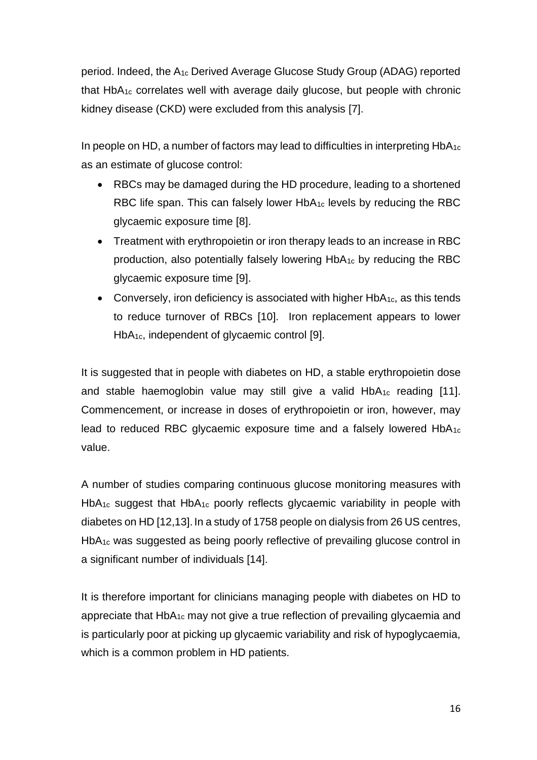period. Indeed, the $A_{1c}$ Derived Average Glucose Study Group (ADAG) reported that $HbA_{1c}$ correlates well with average daily glucose, but people with chronic kidney disease (CKD) were excluded from this analysis [7].

In people on HD, a number of factors may lead to difficulties in interpreting $HbA_{1c}$ as an estimate of glucose control:

- RBCs may be damaged during the HD procedure, leading to a shortened RBC life span. This can falsely lower $HbA_{1c}$ levels by reducing the RBC glycaemic exposure time [8].
- Treatment with erythropoietin or iron therapy leads to an increase in RBC production, also potentially falsely lowering $HbA_{1c}$ by reducing the RBC glycaemic exposure time [9].
- Conversely, iron deficiency is associated with higher $HbA_{1c}$, as this tends to reduce turnover of RBCs [10]. Iron replacement appears to lower $HbA_{1c}$, independent of glycaemic control [9].

It is suggested that in people with diabetes on HD, a stable erythropoietin dose and stable haemoglobin value may still give a valid $HbA_{1c}$ reading [11]. Commencement, or increase in doses of erythropoietin or iron, however, may lead to reduced RBC glycaemic exposure time and a falsely lowered $HbA_{1c}$ value.

A number of studies comparing continuous glucose monitoring measures with $HbA_{1c}$ suggest that $HbA_{1c}$ poorly reflects glycaemic variability in people with diabetes on HD [12,13]. In a study of 1758 people on dialysis from 26 US centres, $HbA_{1c}$ was suggested as being poorly reflective of prevailing glucose control in a significant number of individuals [14].

It is therefore important for clinicians managing people with diabetes on HD to appreciate that $HbA_{1c}$ may not give a true reflection of prevailing glycaemia and is particularly poor at picking up glycaemic variability and risk of hypoglycaemia, which is a common problem in HD patients.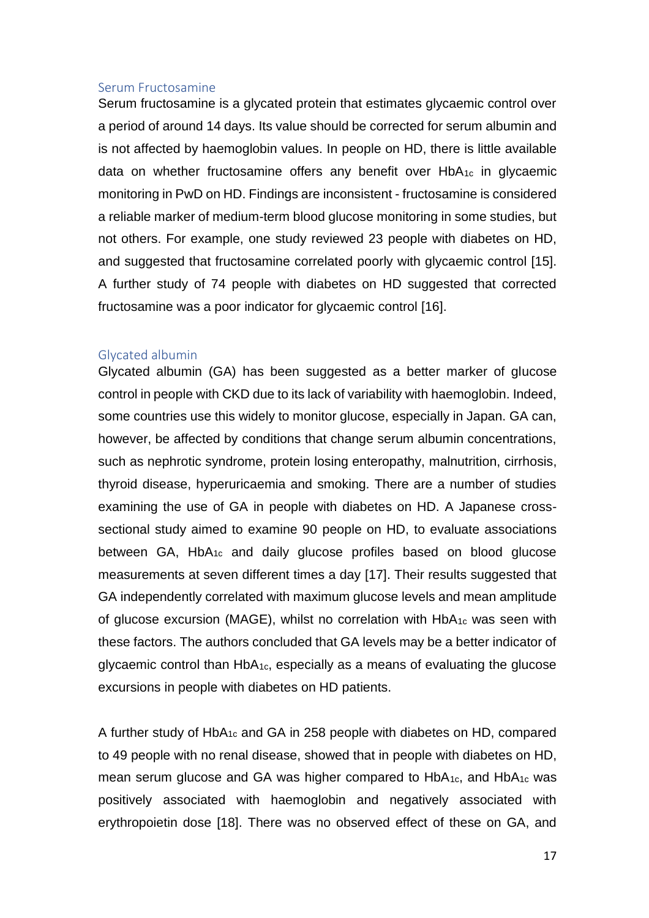### Serum Fructosamine

Serum fructosamine is a glycated protein that estimates glycaemic control over a period of around 14 days. Its value should be corrected for serum albumin and is not affected by haemoglobin values. In people on HD, there is little available data on whether fructosamine offers any benefit over $HbA_{1c}$ in glycaemic monitoring in PwD on HD. Findings are inconsistent - fructosamine is considered a reliable marker of medium-term blood glucose monitoring in some studies, but not others. For example, one study reviewed 23 people with diabetes on HD, and suggested that fructosamine correlated poorly with glycaemic control [15]. A further study of 74 people with diabetes on HD suggested that corrected fructosamine was a poor indicator for glycaemic control [16].

### Glycated albumin

Glycated albumin (GA) has been suggested as a better marker of glucose control in people with CKD due to its lack of variability with haemoglobin. Indeed, some countries use this widely to monitor glucose, especially in Japan. GA can, however, be affected by conditions that change serum albumin concentrations, such as nephrotic syndrome, protein losing enteropathy, malnutrition, cirrhosis, thyroid disease, hyperuricaemia and smoking. There are a number of studies examining the use of GA in people with diabetes on HD. A Japanese cross-sectional study aimed to examine 90 people on HD, to evaluate associations between GA, $HbA_{1c}$ and daily glucose profiles based on blood glucose measurements at seven different times a day [17]. Their results suggested that GA independently correlated with maximum glucose levels and mean amplitude of glucose excursion (MAGE), whilst no correlation with $HbA_{1c}$ was seen with these factors. The authors concluded that GA levels may be a better indicator of glycaemic control than $HbA_{1c}$, especially as a means of evaluating the glucose excursions in people with diabetes on HD patients.

A further study of $HbA_{1c}$ and GA in 258 people with diabetes on HD, compared to 49 people with no renal disease, showed that in people with diabetes on HD, mean serum glucose and GA was higher compared to $HbA_{1c}$, and $HbA_{1c}$ was positively associated with haemoglobin and negatively associated with erythropoietin dose [18]. There was no observed effect of these on GA, and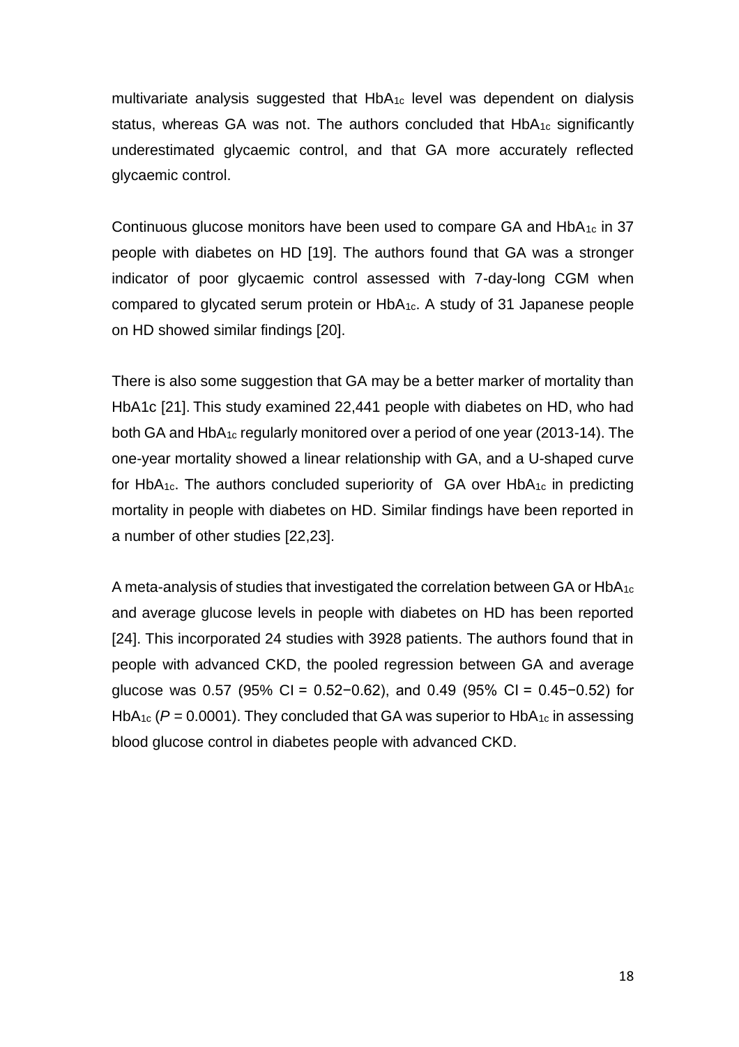multivariate analysis suggested that $HbA_{1c}$ level was dependent on dialysis status, whereas GA was not. The authors concluded that $HbA_{1c}$ significantly underestimated glycaemic control, and that GA more accurately reflected glycaemic control.

Continuous glucose monitors have been used to compare GA and $HbA_{1c}$ in 37 people with diabetes on HD [19]. The authors found that GA was a stronger indicator of poor glycaemic control assessed with 7-day-long CGM when compared to glycated serum protein or $HbA_{1c}$. A study of 31 Japanese people on HD showed similar findings [20].

There is also some suggestion that GA may be a better marker of mortality than HbA1c [21]. This study examined 22,441 people with diabetes on HD, who had both GA and $HbA_{1c}$ regularly monitored over a period of one year (2013-14). The one-year mortality showed a linear relationship with GA, and a U-shaped curve for $HbA_{1c}$. The authors concluded superiority of GA over $HbA_{1c}$ in predicting mortality in people with diabetes on HD. Similar findings have been reported in a number of other studies [22,23].

A meta-analysis of studies that investigated the correlation between GA or $HbA_{1c}$ and average glucose levels in people with diabetes on HD has been reported [24]. This incorporated 24 studies with 3928 patients. The authors found that in people with advanced CKD, the pooled regression between GA and average glucose was 0.57 (95% CI = 0.52−0.62), and 0.49 (95% CI = 0.45−0.52) for $HbA_{1c}$ ($P = 0.0001$). They concluded that GA was superior to $HbA_{1c}$ in assessing blood glucose control in diabetes people with advanced CKD.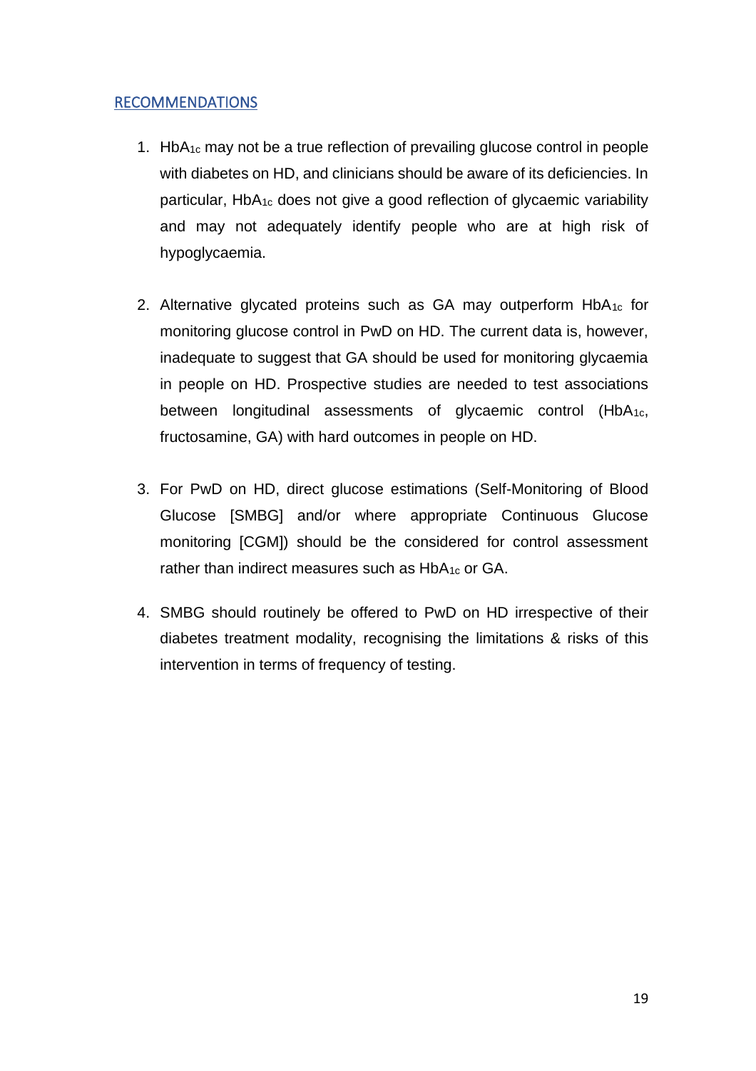## RECOMMENDATIONS

1. $HbA_{1c}$ may not be a true reflection of prevailing glucose control in people with diabetes on HD, and clinicians should be aware of its deficiencies. In particular, $HbA_{1c}$ does not give a good reflection of glycaemic variability and may not adequately identify people who are at high risk of hypoglycaemia.

2. Alternative glycated proteins such as GA may outperform $HbA_{1c}$ for monitoring glucose control in PwD on HD. The current data is, however, inadequate to suggest that GA should be used for monitoring glycaemia in people on HD. Prospective studies are needed to test associations between longitudinal assessments of glycaemic control ($HbA_{1c}$, fructosamine, GA) with hard outcomes in people on HD.

3. For PwD on HD, direct glucose estimations (Self-Monitoring of Blood Glucose [SMBG] and/or where appropriate Continuous Glucose monitoring [CGM]) should be the considered for control assessment rather than indirect measures such as $HbA_{1c}$ or GA.

4. SMBG should routinely be offered to PwD on HD irrespective of their diabetes treatment modality, recognising the limitations & risks of this intervention in terms of frequency of testing.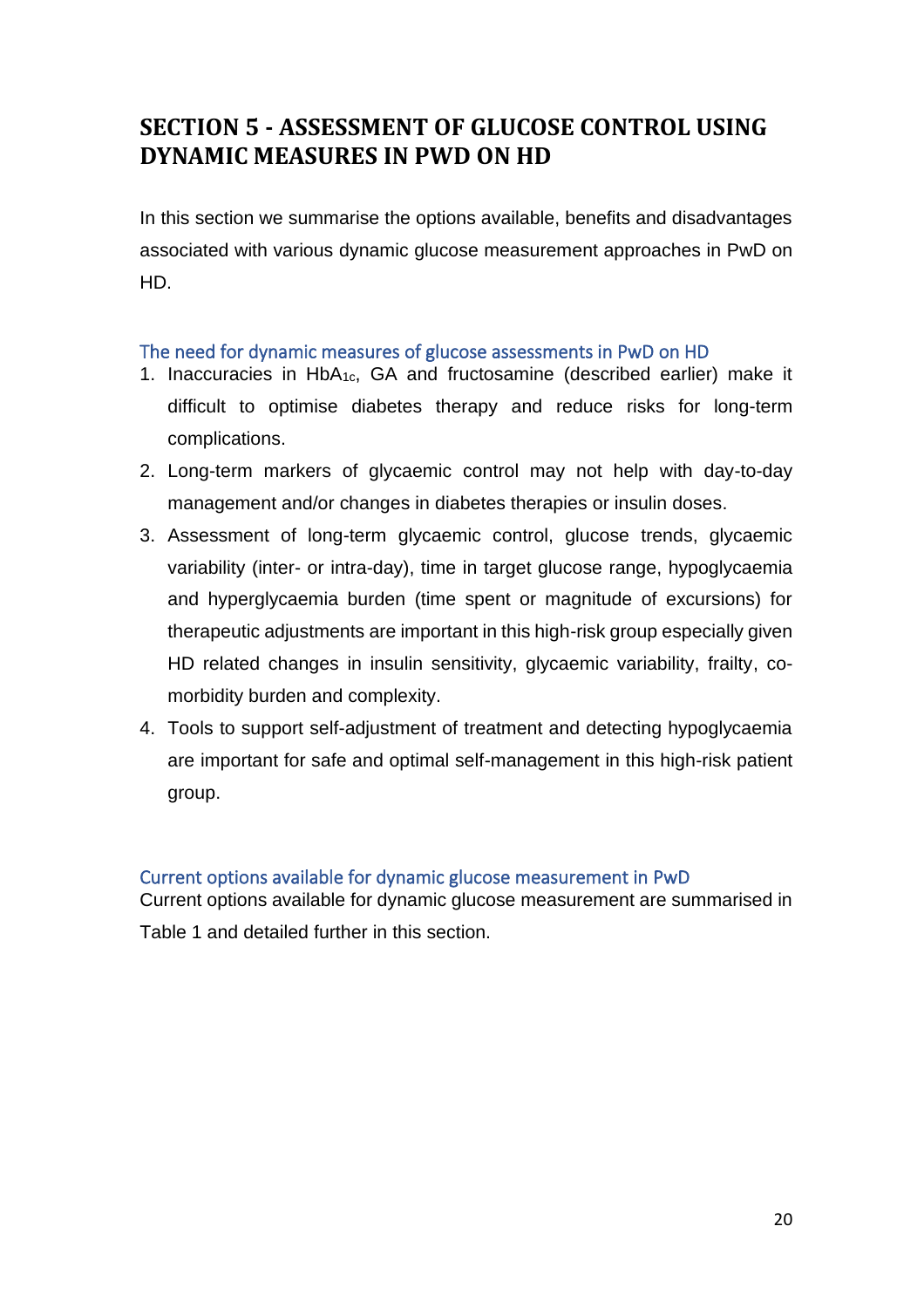# SECTION 5 - ASSESSMENT OF GLUCOSE CONTROL USING DYNAMIC MEASURES IN PWD ON HD

In this section we summarise the options available, benefits and disadvantages associated with various dynamic glucose measurement approaches in PwD on HD.

## The need for dynamic measures of glucose assessments in PwD on HD

1. Inaccuracies in $HbA_{1c}$, GA and fructosamine (described earlier) make it difficult to optimise diabetes therapy and reduce risks for long-term complications.
2. Long-term markers of glycaemic control may not help with day-to-day management and/or changes in diabetes therapies or insulin doses.
3. Assessment of long-term glycaemic control, glucose trends, glycaemic variability (inter- or intra-day), time in target glucose range, hypoglycaemia and hyperglycaemia burden (time spent or magnitude of excursions) for therapeutic adjustments are important in this high-risk group especially given HD related changes in insulin sensitivity, glycaemic variability, frailty, co-morbidity burden and complexity.
4. Tools to support self-adjustment of treatment and detecting hypoglycaemia are important for safe and optimal self-management in this high-risk patient group.

## Current options available for dynamic glucose measurement in PwD

Current options available for dynamic glucose measurement are summarised in Table 1 and detailed further in this section.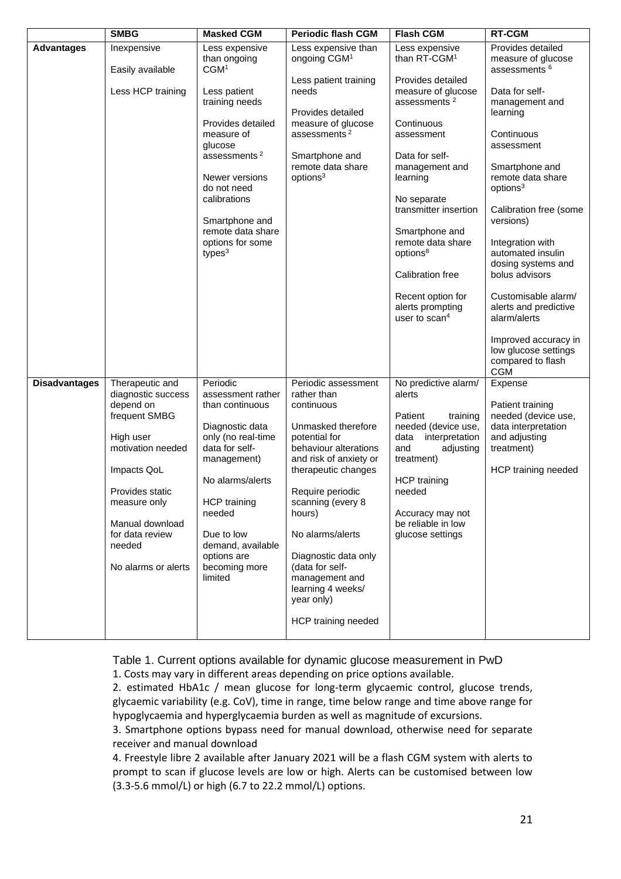| | SMBG | Masked CGM | Periodic flash CGM | Flash CGM | RT-CGM |
|---|---|---|---|---|---|
| **Advantages** | Inexpensive<br><br>Easily available<br><br>Less HCP training | Less expensive than ongoing CGM[1]<br><br>Less patient training needs<br><br>Provides detailed measure of glucose assessments [2]<br><br>Newer versions do not need calibrations<br><br>Smartphone and remote data share options for some types[3] | Less expensive than ongoing CGM[1]<br><br>Less patient training needs<br><br>Provides detailed measure of glucose assessments [2]<br><br>Smartphone and remote data share options[3] | Less expensive than RT-CGM[1]<br><br>Provides detailed measure of glucose assessments [2]<br><br>Continuous assessment<br><br>Data for self-management and learning<br><br>No separate transmitter insertion<br><br>Smartphone and remote data share options[8]<br><br>Calibration free<br><br>Recent option for alerts prompting user to scan[4] | Provides detailed measure of glucose assessments [6]<br><br>Data for self-management and learning<br><br>Continuous assessment<br><br>Smartphone and remote data share options[3]<br><br>Calibration free (some versions)<br><br>Integration with automated insulin dosing systems and bolus advisors<br><br>Customisable alarm/ alerts and predictive alarm/alerts<br><br>Improved accuracy in low glucose settings compared to flash CGM |
| **Disadvantages** | Therapeutic and diagnostic success depend on frequent SMBG<br><br>High user motivation needed<br><br>Impacts QoL<br><br>Provides static measure only<br><br>Manual download for data review needed<br><br>No alarms or alerts | Periodic assessment rather than continuous<br><br>Diagnostic data only (no real-time data for self-management)<br><br>No alarms/alerts<br><br>HCP training needed<br><br>Due to low demand, available options are becoming more limited | Periodic assessment rather than continuous<br><br>Unmasked therefore potential for behaviour alterations and risk of anxiety or therapeutic changes<br><br>Require periodic scanning (every 8 hours)<br><br>No alarms/alerts<br><br>Diagnostic data only (data for self-management and learning 4 weeks/ year only)<br><br>HCP training needed | No predictive alarm/ alerts<br><br>Patient training needed (device use, data interpretation and adjusting treatment)<br><br>HCP training needed<br><br>Accuracy may not be reliable in low glucose settings | Expense<br><br>Patient training needed (device use, data interpretation and adjusting treatment)<br><br>HCP training needed |

Table 1. Current options available for dynamic glucose measurement in PwD

1. Costs may vary in different areas depending on price options available.
2. estimated HbA1c / mean glucose for long-term glycaemic control, glucose trends, glycaemic variability (e.g. CoV), time in range, time below range and time above range for hypoglycaemia and hyperglycaemia burden as well as magnitude of excursions.
3. Smartphone options bypass need for manual download, otherwise need for separate receiver and manual download
4. Freestyle libre 2 available after January 2021 will be a flash CGM system with alerts to prompt to scan if glucose levels are low or high. Alerts can be customised between low (3.3-5.6 mmol/L) or high (6.7 to 22.2 mmol/L) options.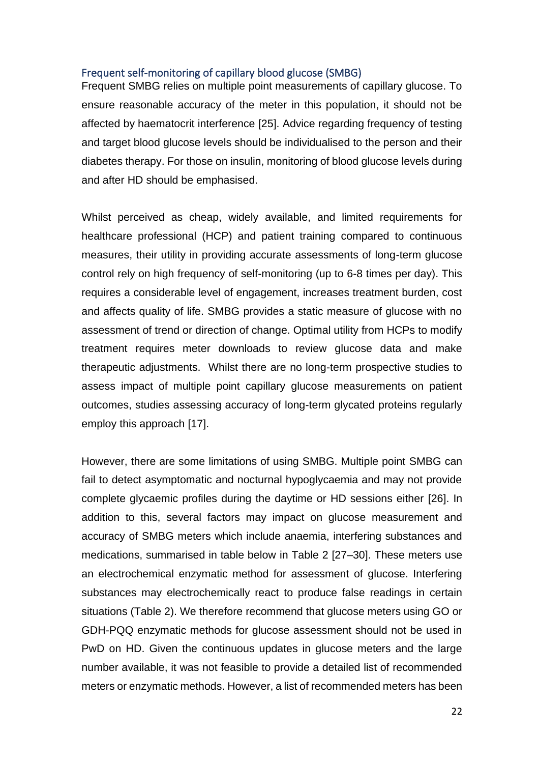### Frequent self-monitoring of capillary blood glucose (SMBG)

Frequent SMBG relies on multiple point measurements of capillary glucose. To ensure reasonable accuracy of the meter in this population, it should not be affected by haematocrit interference [25]. Advice regarding frequency of testing and target blood glucose levels should be individualised to the person and their diabetes therapy. For those on insulin, monitoring of blood glucose levels during and after HD should be emphasised.

Whilst perceived as cheap, widely available, and limited requirements for healthcare professional (HCP) and patient training compared to continuous measures, their utility in providing accurate assessments of long-term glucose control rely on high frequency of self-monitoring (up to 6-8 times per day). This requires a considerable level of engagement, increases treatment burden, cost and affects quality of life. SMBG provides a static measure of glucose with no assessment of trend or direction of change. Optimal utility from HCPs to modify treatment requires meter downloads to review glucose data and make therapeutic adjustments. Whilst there are no long-term prospective studies to assess impact of multiple point capillary glucose measurements on patient outcomes, studies assessing accuracy of long-term glycated proteins regularly employ this approach [17].

However, there are some limitations of using SMBG. Multiple point SMBG can fail to detect asymptomatic and nocturnal hypoglycaemia and may not provide complete glycaemic profiles during the daytime or HD sessions either [26]. In addition to this, several factors may impact on glucose measurement and accuracy of SMBG meters which include anaemia, interfering substances and medications, summarised in table below in Table 2 [27–30]. These meters use an electrochemical enzymatic method for assessment of glucose. Interfering substances may electrochemically react to produce false readings in certain situations (Table 2). We therefore recommend that glucose meters using GO or GDH-PQQ enzymatic methods for glucose assessment should not be used in PwD on HD. Given the continuous updates in glucose meters and the large number available, it was not feasible to provide a detailed list of recommended meters or enzymatic methods. However, a list of recommended meters has been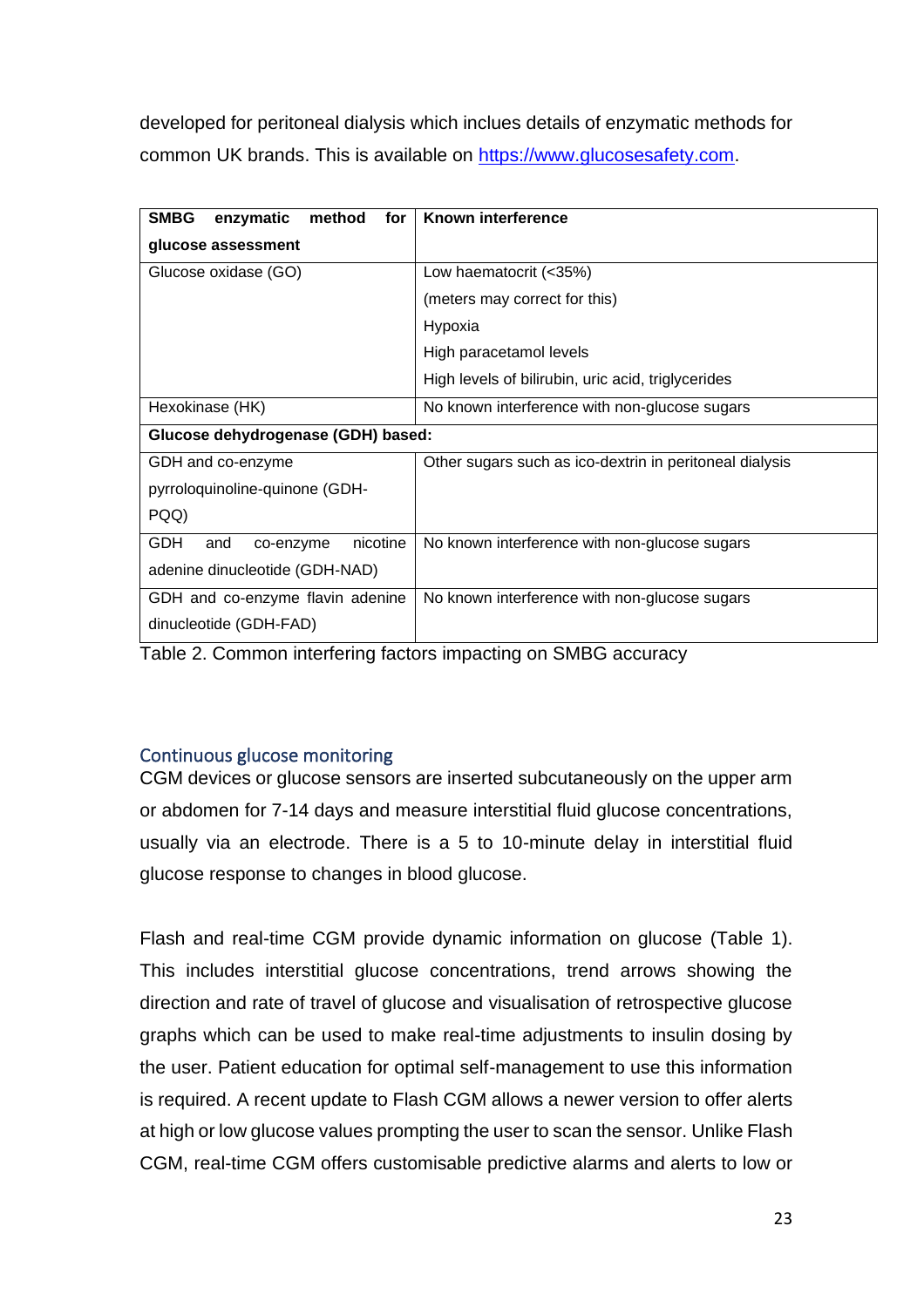developed for peritoneal dialysis which inclues details of enzymatic methods for common UK brands. This is available on https://www.glucosesafety.com.

| SMBG enzymatic method for glucose assessment | Known interference |
|---|---|
| Glucose oxidase (GO) | Low haematocrit (<35%)<br>(meters may correct for this)<br>Hypoxia<br>High paracetamol levels<br>High levels of bilirubin, uric acid, triglycerides |
| Hexokinase (HK) | No known interference with non-glucose sugars |
| **Glucose dehydrogenase (GDH) based:** | |
| GDH and co-enzyme pyrroloquinoline-quinone (GDH-PQQ) | Other sugars such as ico-dextrin in peritoneal dialysis |
| GDH and co-enzyme nicotine adenine dinucleotide (GDH-NAD) | No known interference with non-glucose sugars |
| GDH and co-enzyme flavin adenine dinucleotide (GDH-FAD) | No known interference with non-glucose sugars |

Table 2. Common interfering factors impacting on SMBG accuracy

## Continuous glucose monitoring

CGM devices or glucose sensors are inserted subcutaneously on the upper arm or abdomen for 7-14 days and measure interstitial fluid glucose concentrations, usually via an electrode. There is a 5 to 10-minute delay in interstitial fluid glucose response to changes in blood glucose.

Flash and real-time CGM provide dynamic information on glucose (Table 1). This includes interstitial glucose concentrations, trend arrows showing the direction and rate of travel of glucose and visualisation of retrospective glucose graphs which can be used to make real-time adjustments to insulin dosing by the user. Patient education for optimal self-management to use this information is required. A recent update to Flash CGM allows a newer version to offer alerts at high or low glucose values prompting the user to scan the sensor. Unlike Flash CGM, real-time CGM offers customisable predictive alarms and alerts to low or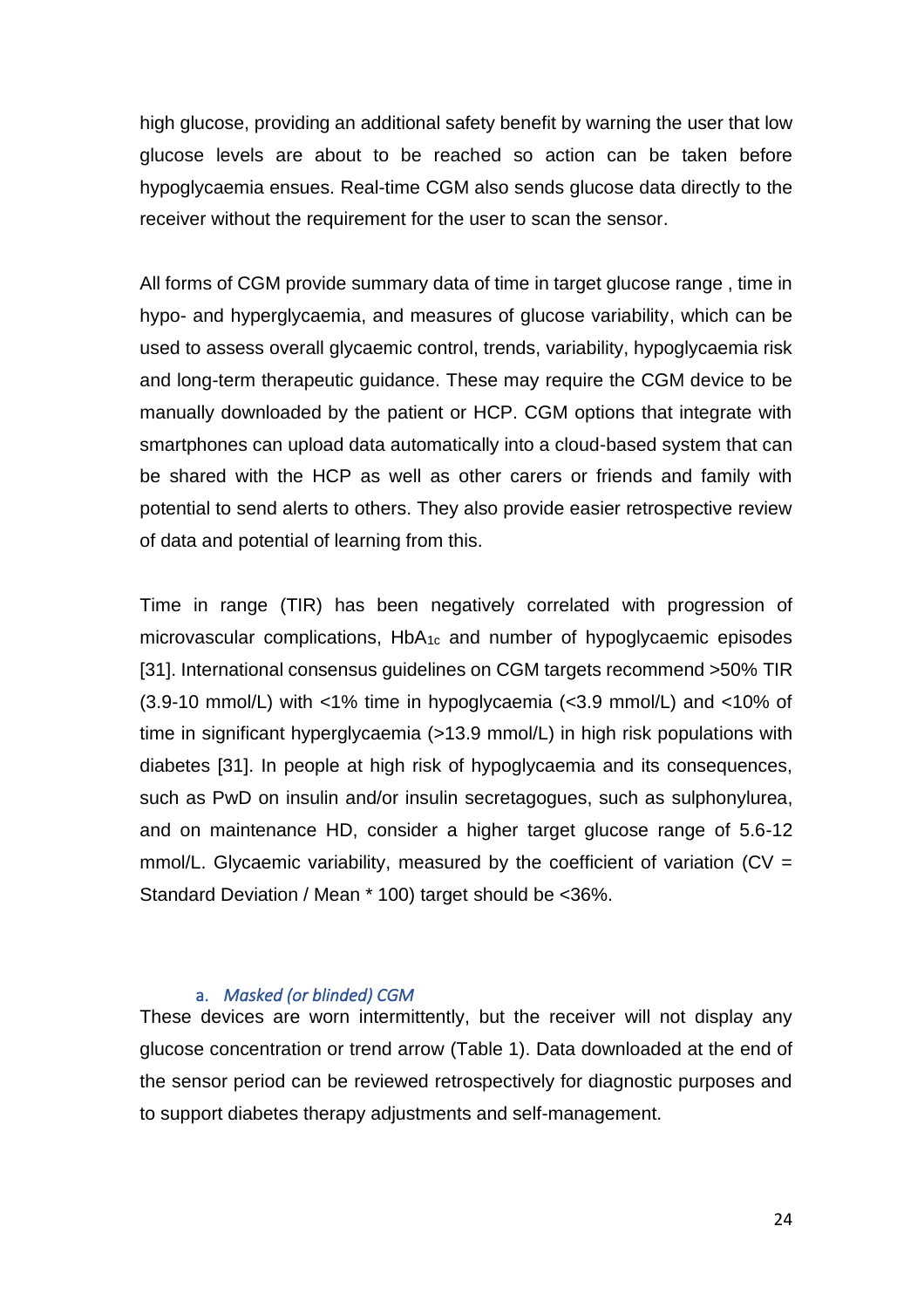high glucose, providing an additional safety benefit by warning the user that low glucose levels are about to be reached so action can be taken before hypoglycaemia ensues. Real-time CGM also sends glucose data directly to the receiver without the requirement for the user to scan the sensor.

All forms of CGM provide summary data of time in target glucose range , time in hypo- and hyperglycaemia, and measures of glucose variability, which can be used to assess overall glycaemic control, trends, variability, hypoglycaemia risk and long-term therapeutic guidance. These may require the CGM device to be manually downloaded by the patient or HCP. CGM options that integrate with smartphones can upload data automatically into a cloud-based system that can be shared with the HCP as well as other carers or friends and family with potential to send alerts to others. They also provide easier retrospective review of data and potential of learning from this.

Time in range (TIR) has been negatively correlated with progression of microvascular complications, $HbA_{1c}$ and number of hypoglycaemic episodes [31]. International consensus guidelines on CGM targets recommend >50% TIR (3.9-10 mmol/L) with <1% time in hypoglycaemia (<3.9 mmol/L) and <10% of time in significant hyperglycaemia (>13.9 mmol/L) in high risk populations with diabetes [31]. In people at high risk of hypoglycaemia and its consequences, such as PwD on insulin and/or insulin secretagogues, such as sulphonylurea, and on maintenance HD, consider a higher target glucose range of 5.6-12 mmol/L. Glycaemic variability, measured by the coefficient of variation (CV = Standard Deviation / Mean * 100) target should be <36%.

### a. *Masked (or blinded) CGM*

These devices are worn intermittently, but the receiver will not display any glucose concentration or trend arrow (Table 1). Data downloaded at the end of the sensor period can be reviewed retrospectively for diagnostic purposes and to support diabetes therapy adjustments and self-management.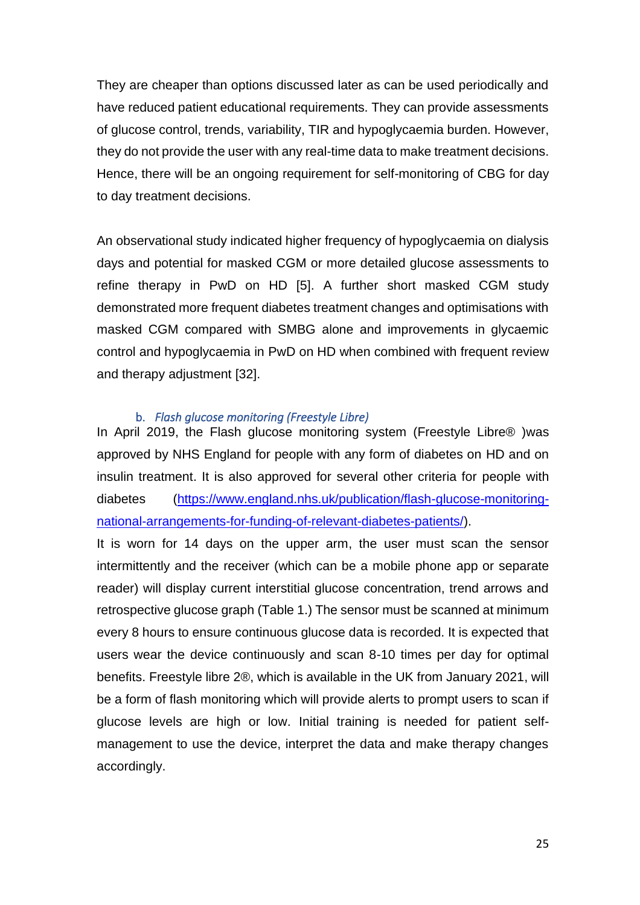They are cheaper than options discussed later as can be used periodically and have reduced patient educational requirements. They can provide assessments of glucose control, trends, variability, TIR and hypoglycaemia burden. However, they do not provide the user with any real-time data to make treatment decisions. Hence, there will be an ongoing requirement for self-monitoring of CBG for day to day treatment decisions.

An observational study indicated higher frequency of hypoglycaemia on dialysis days and potential for masked CGM or more detailed glucose assessments to refine therapy in PwD on HD [5]. A further short masked CGM study demonstrated more frequent diabetes treatment changes and optimisations with masked CGM compared with SMBG alone and improvements in glycaemic control and hypoglycaemia in PwD on HD when combined with frequent review and therapy adjustment [32].

#### b. *Flash glucose monitoring (Freestyle Libre)*

In April 2019, the Flash glucose monitoring system (Freestyle Libre® )was approved by NHS England for people with any form of diabetes on HD and on insulin treatment. It is also approved for several other criteria for people with diabetes (https://www.england.nhs.uk/publication/flash-glucose-monitoring-national-arrangements-for-funding-of-relevant-diabetes-patients/).

It is worn for 14 days on the upper arm, the user must scan the sensor intermittently and the receiver (which can be a mobile phone app or separate reader) will display current interstitial glucose concentration, trend arrows and retrospective glucose graph (Table 1.) The sensor must be scanned at minimum every 8 hours to ensure continuous glucose data is recorded. It is expected that users wear the device continuously and scan 8-10 times per day for optimal benefits. Freestyle libre 2®, which is available in the UK from January 2021, will be a form of flash monitoring which will provide alerts to prompt users to scan if glucose levels are high or low. Initial training is needed for patient self-management to use the device, interpret the data and make therapy changes accordingly.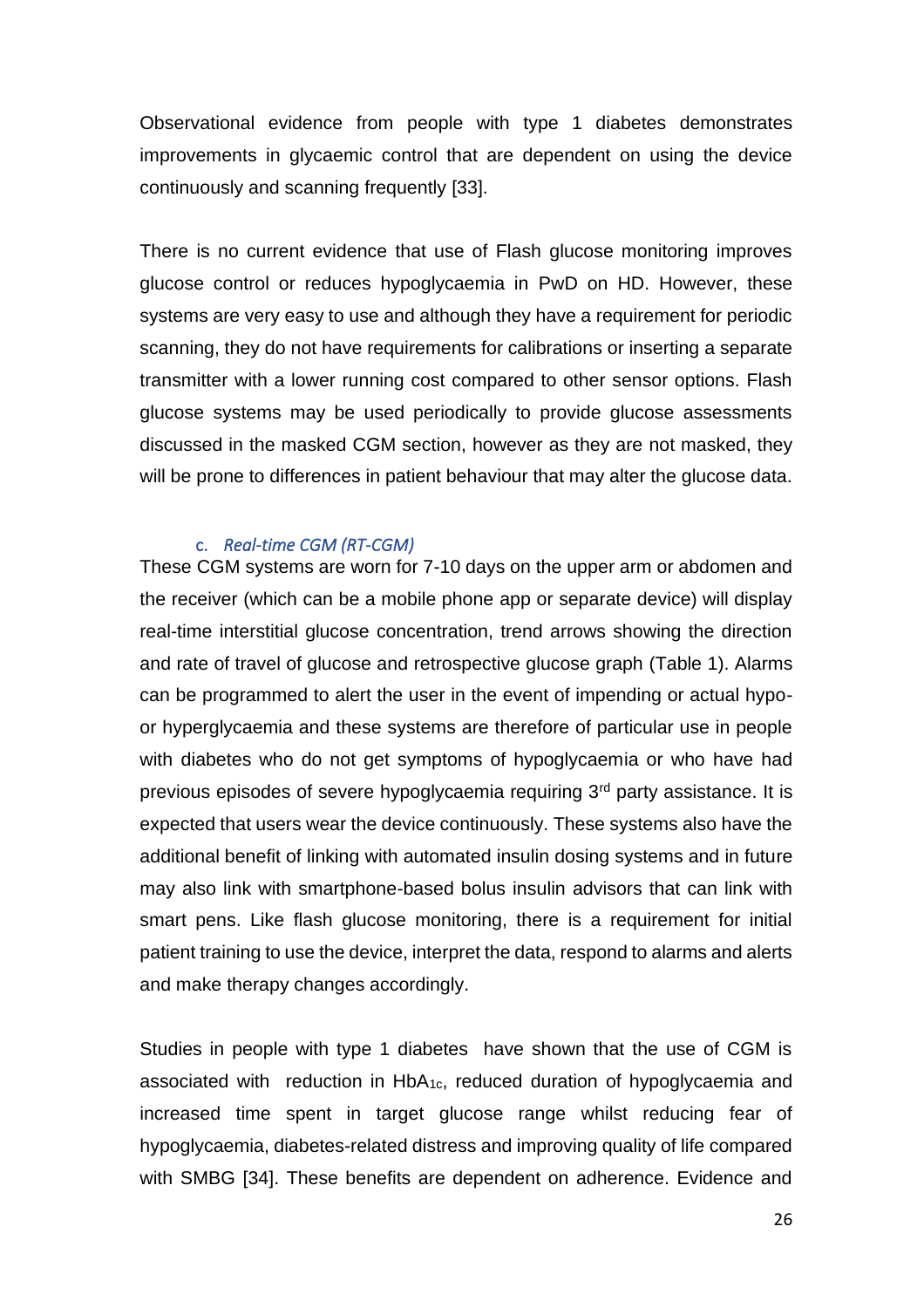Observational evidence from people with type 1 diabetes demonstrates improvements in glycaemic control that are dependent on using the device continuously and scanning frequently [33].

There is no current evidence that use of Flash glucose monitoring improves glucose control or reduces hypoglycaemia in PwD on HD. However, these systems are very easy to use and although they have a requirement for periodic scanning, they do not have requirements for calibrations or inserting a separate transmitter with a lower running cost compared to other sensor options. Flash glucose systems may be used periodically to provide glucose assessments discussed in the masked CGM section, however as they are not masked, they will be prone to differences in patient behaviour that may alter the glucose data.

### *c. Real-time CGM (RT-CGM)*

These CGM systems are worn for 7-10 days on the upper arm or abdomen and the receiver (which can be a mobile phone app or separate device) will display real-time interstitial glucose concentration, trend arrows showing the direction and rate of travel of glucose and retrospective glucose graph (Table 1). Alarms can be programmed to alert the user in the event of impending or actual hypo- or hyperglycaemia and these systems are therefore of particular use in people with diabetes who do not get symptoms of hypoglycaemia or who have had previous episodes of severe hypoglycaemia requiring 3rd party assistance. It is expected that users wear the device continuously. These systems also have the additional benefit of linking with automated insulin dosing systems and in future may also link with smartphone-based bolus insulin advisors that can link with smart pens. Like flash glucose monitoring, there is a requirement for initial patient training to use the device, interpret the data, respond to alarms and alerts and make therapy changes accordingly.

Studies in people with type 1 diabetes have shown that the use of CGM is associated with reduction in $HbA_{1c}$, reduced duration of hypoglycaemia and increased time spent in target glucose range whilst reducing fear of hypoglycaemia, diabetes-related distress and improving quality of life compared with SMBG [34]. These benefits are dependent on adherence. Evidence and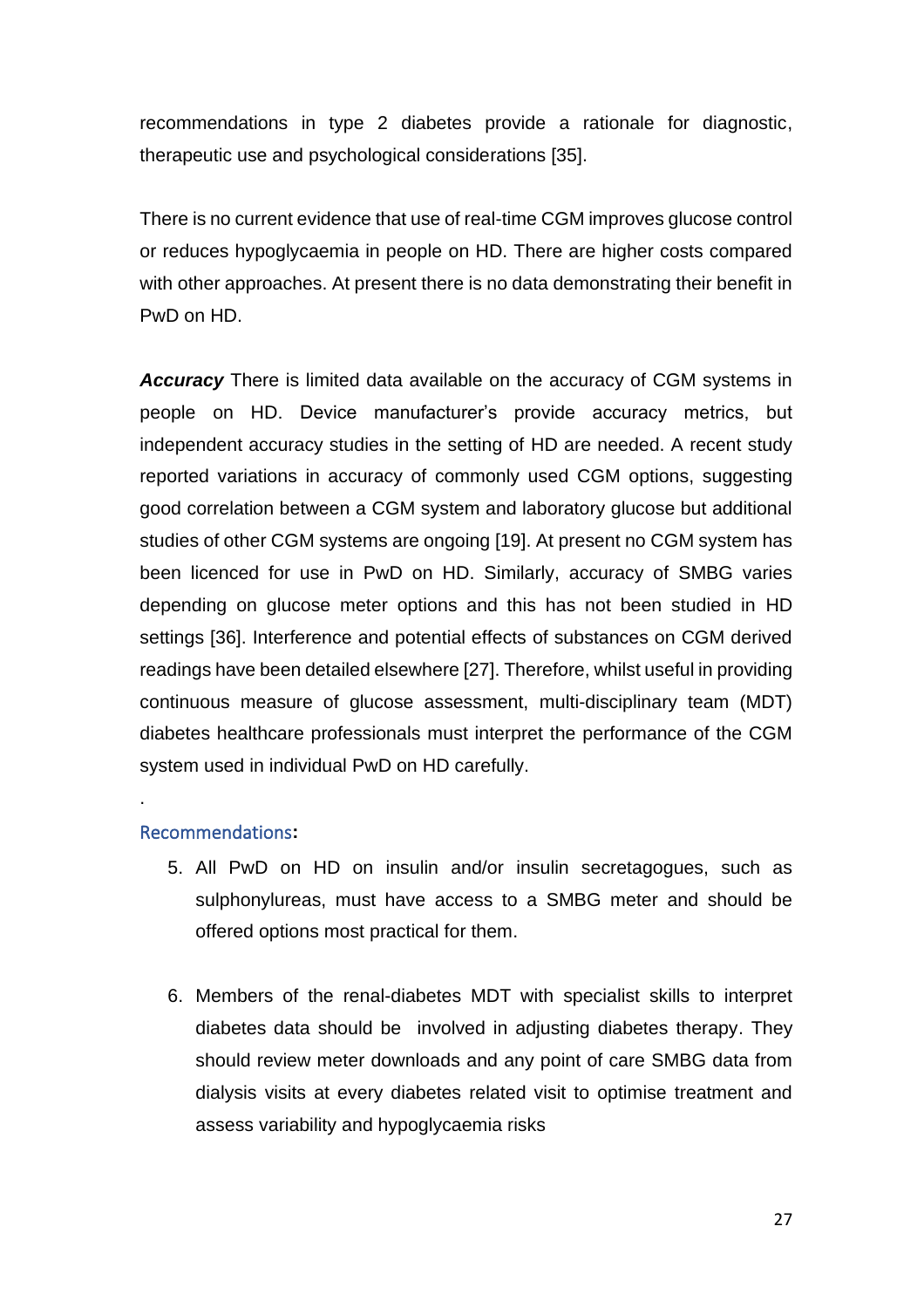recommendations in type 2 diabetes provide a rationale for diagnostic, therapeutic use and psychological considerations [35].

There is no current evidence that use of real-time CGM improves glucose control or reduces hypoglycaemia in people on HD. There are higher costs compared with other approaches. At present there is no data demonstrating their benefit in PwD on HD.

***Accuracy*** There is limited data available on the accuracy of CGM systems in people on HD. Device manufacturer's provide accuracy metrics, but independent accuracy studies in the setting of HD are needed. A recent study reported variations in accuracy of commonly used CGM options, suggesting good correlation between a CGM system and laboratory glucose but additional studies of other CGM systems are ongoing [19]. At present no CGM system has been licenced for use in PwD on HD. Similarly, accuracy of SMBG varies depending on glucose meter options and this has not been studied in HD settings [36]. Interference and potential effects of substances on CGM derived readings have been detailed elsewhere [27]. Therefore, whilst useful in providing continuous measure of glucose assessment, multi-disciplinary team (MDT) diabetes healthcare professionals must interpret the performance of the CGM system used in individual PwD on HD carefully.

.

### Recommendations:

5. All PwD on HD on insulin and/or insulin secretagogues, such as sulphonylureas, must have access to a SMBG meter and should be offered options most practical for them.

6. Members of the renal-diabetes MDT with specialist skills to interpret diabetes data should be involved in adjusting diabetes therapy. They should review meter downloads and any point of care SMBG data from dialysis visits at every diabetes related visit to optimise treatment and assess variability and hypoglycaemia risks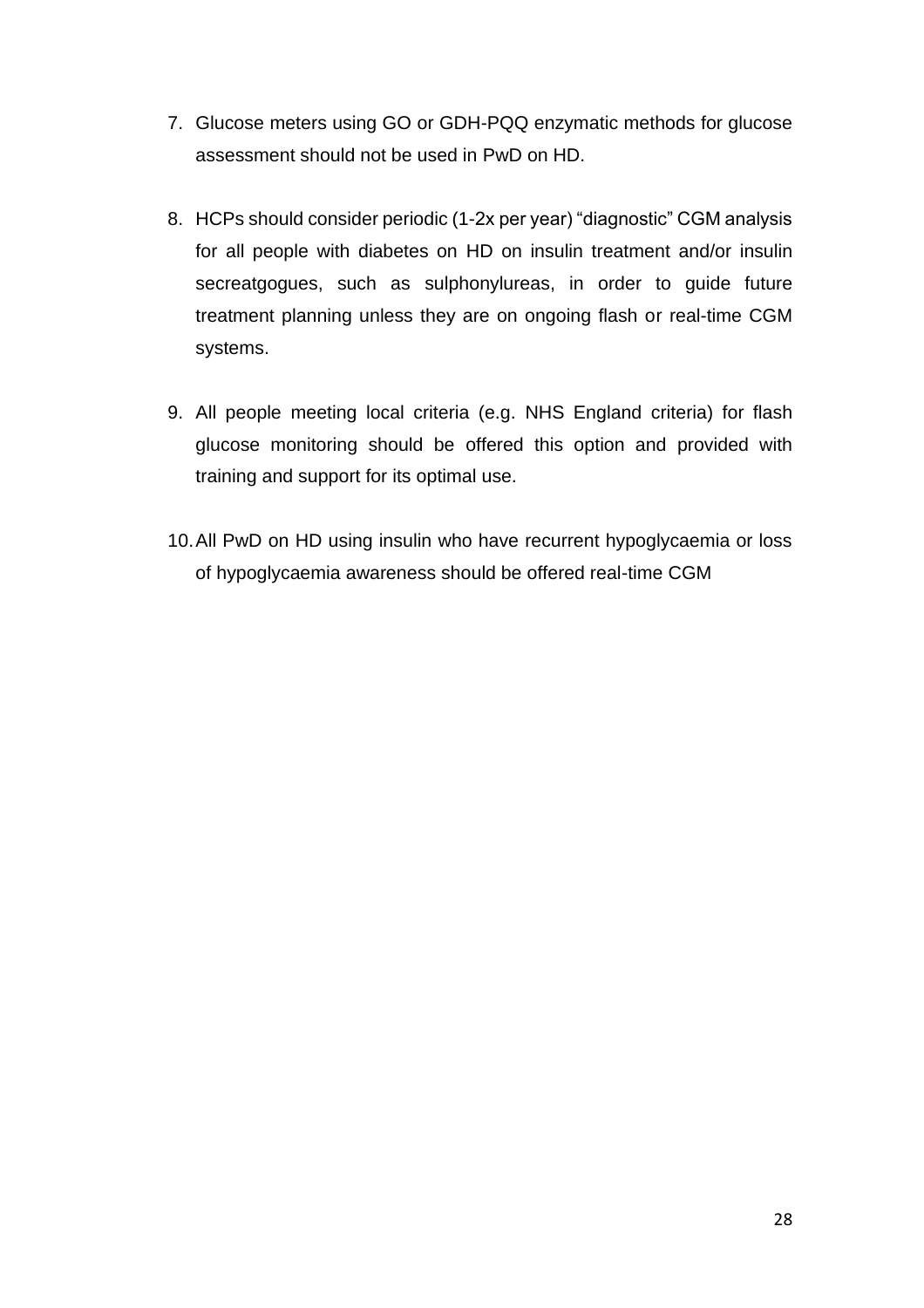7. Glucose meters using GO or GDH-PQQ enzymatic methods for glucose assessment should not be used in PwD on HD.

8. HCPs should consider periodic (1-2x per year) "diagnostic" CGM analysis for all people with diabetes on HD on insulin treatment and/or insulin secreatgogues, such as sulphonylureas, in order to guide future treatment planning unless they are on ongoing flash or real-time CGM systems.

9. All people meeting local criteria (e.g. NHS England criteria) for flash glucose monitoring should be offered this option and provided with training and support for its optimal use.

10. All PwD on HD using insulin who have recurrent hypoglycaemia or loss of hypoglycaemia awareness should be offered real-time CGM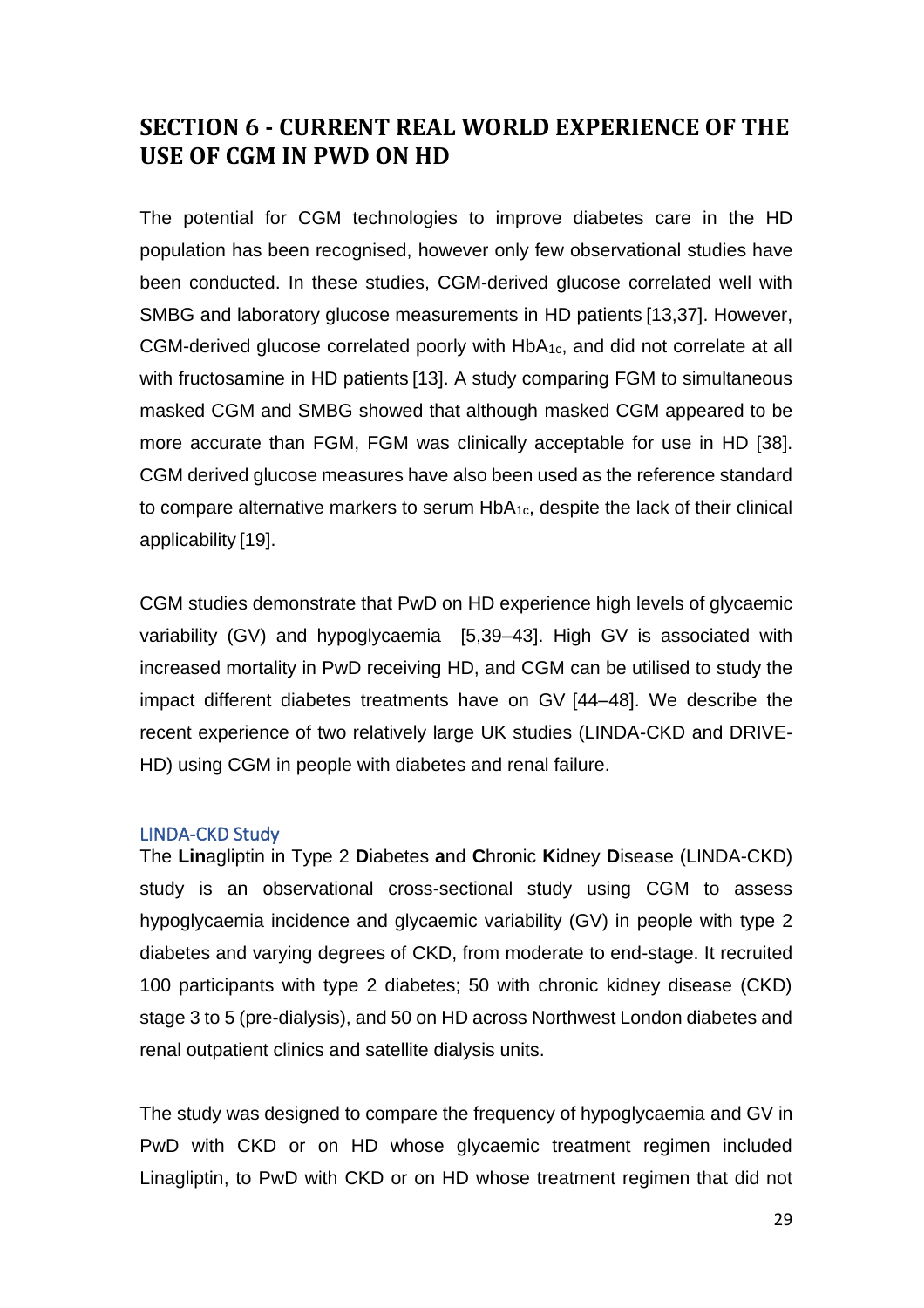# SECTION 6 - CURRENT REAL WORLD EXPERIENCE OF THE USE OF CGM IN PWD ON HD

The potential for CGM technologies to improve diabetes care in the HD population has been recognised, however only few observational studies have been conducted. In these studies, CGM-derived glucose correlated well with SMBG and laboratory glucose measurements in HD patients [13,37]. However, CGM-derived glucose correlated poorly with $HbA_{1c}$, and did not correlate at all with fructosamine in HD patients [13]. A study comparing FGM to simultaneous masked CGM and SMBG showed that although masked CGM appeared to be more accurate than FGM, FGM was clinically acceptable for use in HD [38]. CGM derived glucose measures have also been used as the reference standard to compare alternative markers to serum $HbA_{1c}$, despite the lack of their clinical applicability [19].

CGM studies demonstrate that PwD on HD experience high levels of glycaemic variability (GV) and hypoglycaemia [5,39–43]. High GV is associated with increased mortality in PwD receiving HD, and CGM can be utilised to study the impact different diabetes treatments have on GV [44–48]. We describe the recent experience of two relatively large UK studies (LINDA-CKD and DRIVE-HD) using CGM in people with diabetes and renal failure.

### LINDA-CKD Study

The **Lin**agliptin in Type 2 **D**iabetes **a**nd **C**hronic **K**idney **D**isease (LINDA-CKD) study is an observational cross-sectional study using CGM to assess hypoglycaemia incidence and glycaemic variability (GV) in people with type 2 diabetes and varying degrees of CKD, from moderate to end-stage. It recruited 100 participants with type 2 diabetes; 50 with chronic kidney disease (CKD) stage 3 to 5 (pre-dialysis), and 50 on HD across Northwest London diabetes and renal outpatient clinics and satellite dialysis units.

The study was designed to compare the frequency of hypoglycaemia and GV in PwD with CKD or on HD whose glycaemic treatment regimen included Linagliptin, to PwD with CKD or on HD whose treatment regimen that did not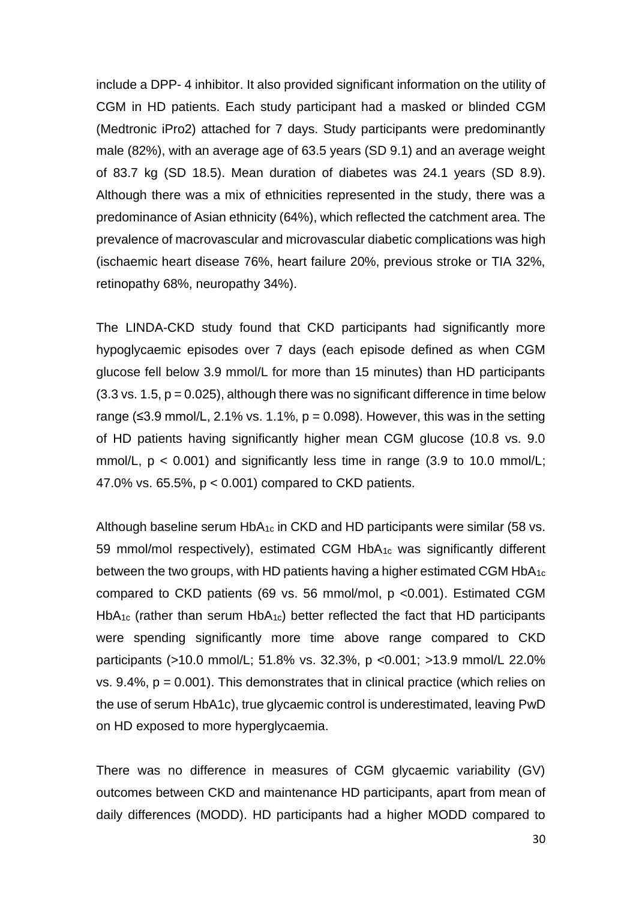include a DPP- 4 inhibitor. It also provided significant information on the utility of CGM in HD patients. Each study participant had a masked or blinded CGM (Medtronic iPro2) attached for 7 days. Study participants were predominantly male (82%), with an average age of 63.5 years (SD 9.1) and an average weight of 83.7 kg (SD 18.5). Mean duration of diabetes was 24.1 years (SD 8.9). Although there was a mix of ethnicities represented in the study, there was a predominance of Asian ethnicity (64%), which reflected the catchment area. The prevalence of macrovascular and microvascular diabetic complications was high (ischaemic heart disease 76%, heart failure 20%, previous stroke or TIA 32%, retinopathy 68%, neuropathy 34%).

The LINDA-CKD study found that CKD participants had significantly more hypoglycaemic episodes over 7 days (each episode defined as when CGM glucose fell below 3.9 mmol/L for more than 15 minutes) than HD participants (3.3 vs. 1.5, $p = 0.025$), although there was no significant difference in time below range (≤3.9 mmol/L, 2.1% vs. 1.1%, $p = 0.098$). However, this was in the setting of HD patients having significantly higher mean CGM glucose (10.8 vs. 9.0 mmol/L, $p < 0.001$) and significantly less time in range (3.9 to 10.0 mmol/L; 47.0% vs. 65.5%, $p < 0.001$) compared to CKD patients.

Although baseline serum $HbA_{1c}$ in CKD and HD participants were similar (58 vs. 59 mmol/mol respectively), estimated CGM $HbA_{1c}$ was significantly different between the two groups, with HD patients having a higher estimated CGM $HbA_{1c}$ compared to CKD patients (69 vs. 56 mmol/mol, $p < 0.001$). Estimated CGM $HbA_{1c}$ (rather than serum $HbA_{1c}$) better reflected the fact that HD participants were spending significantly more time above range compared to CKD participants (>10.0 mmol/L; 51.8% vs. 32.3%, $p < 0.001$; >13.9 mmol/L 22.0% vs. 9.4%, $p = 0.001$). This demonstrates that in clinical practice (which relies on the use of serum HbA1c), true glycaemic control is underestimated, leaving PwD on HD exposed to more hyperglycaemia.

There was no difference in measures of CGM glycaemic variability (GV) outcomes between CKD and maintenance HD participants, apart from mean of daily differences (MODD). HD participants had a higher MODD compared to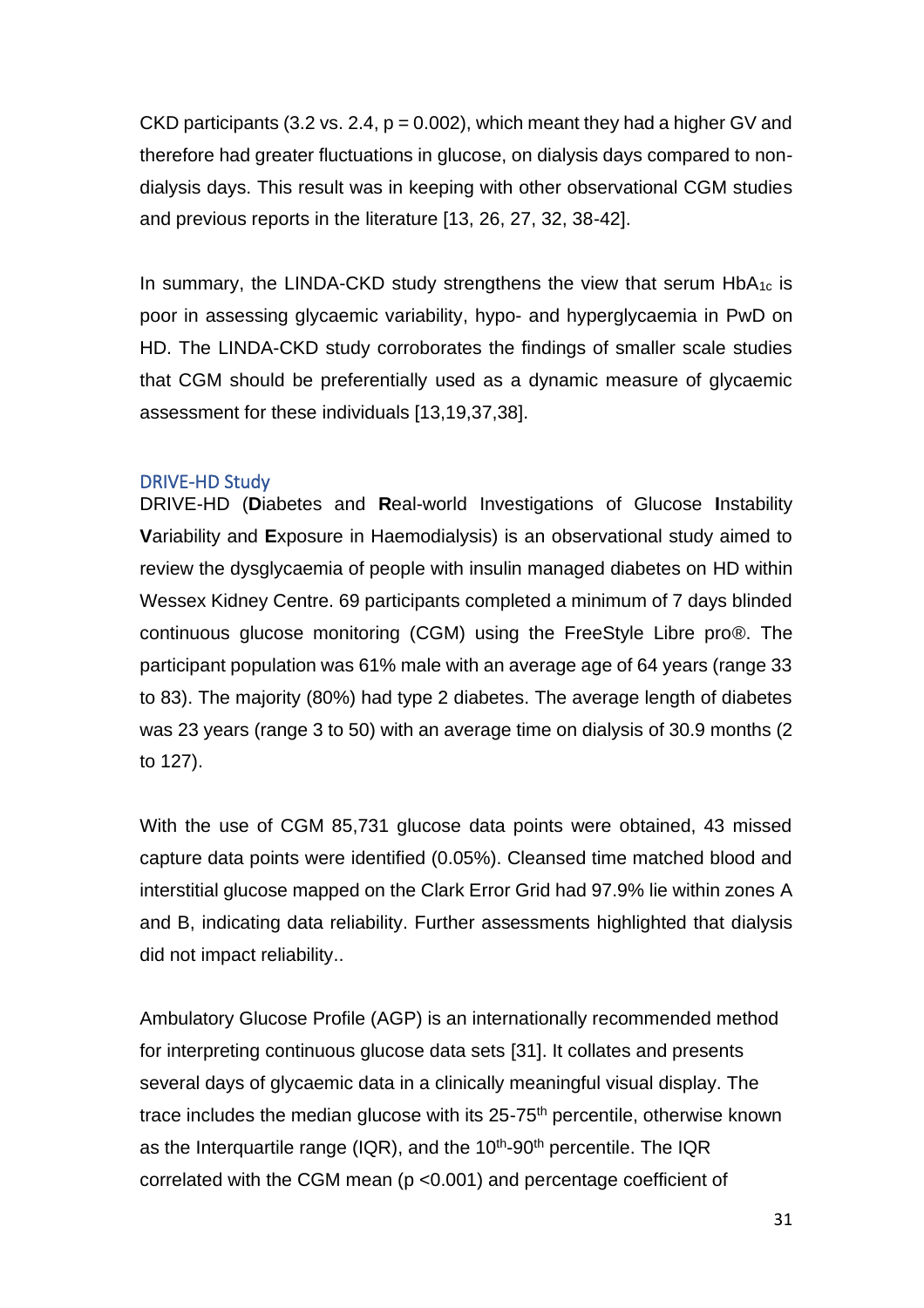CKD participants (3.2 vs. 2.4, $p = 0.002$), which meant they had a higher GV and therefore had greater fluctuations in glucose, on dialysis days compared to non-dialysis days. This result was in keeping with other observational CGM studies and previous reports in the literature [13, 26, 27, 32, 38-42].

In summary, the LINDA-CKD study strengthens the view that serum $HbA_{1c}$ is poor in assessing glycaemic variability, hypo- and hyperglycaemia in PwD on HD. The LINDA-CKD study corroborates the findings of smaller scale studies that CGM should be preferentially used as a dynamic measure of glycaemic assessment for these individuals [13,19,37,38].

### DRIVE-HD Study

DRIVE-HD (**D**iabetes and **R**eal-world Investigations of Glucose **I**nstability **V**ariability and **E**xposure in Haemodialysis) is an observational study aimed to review the dysglycaemia of people with insulin managed diabetes on HD within Wessex Kidney Centre. 69 participants completed a minimum of 7 days blinded continuous glucose monitoring (CGM) using the FreeStyle Libre pro®. The participant population was 61% male with an average age of 64 years (range 33 to 83). The majority (80%) had type 2 diabetes. The average length of diabetes was 23 years (range 3 to 50) with an average time on dialysis of 30.9 months (2 to 127).

With the use of CGM 85,731 glucose data points were obtained, 43 missed capture data points were identified (0.05%). Cleansed time matched blood and interstitial glucose mapped on the Clark Error Grid had 97.9% lie within zones A and B, indicating data reliability. Further assessments highlighted that dialysis did not impact reliability..

Ambulatory Glucose Profile (AGP) is an internationally recommended method for interpreting continuous glucose data sets [31]. It collates and presents several days of glycaemic data in a clinically meaningful visual display. The trace includes the median glucose with its 25-75$^{th}$ percentile, otherwise known as the Interquartile range (IQR), and the 10$^{th}$-90$^{th}$ percentile. The IQR correlated with the CGM mean ($p < 0.001$) and percentage coefficient of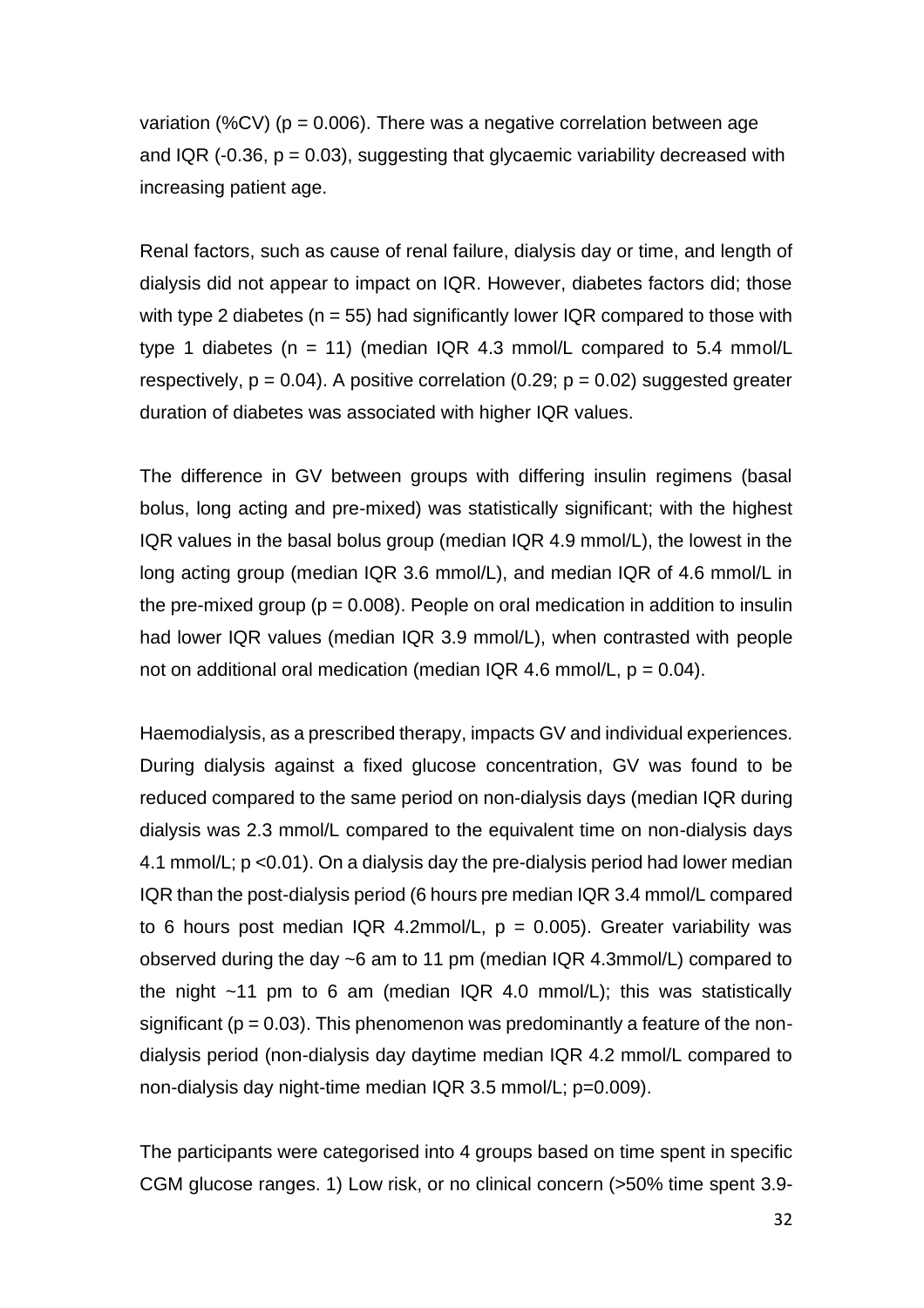variation (%CV) ($p = 0.006$). There was a negative correlation between age and IQR (-0.36, $p = 0.03$), suggesting that glycaemic variability decreased with increasing patient age.

Renal factors, such as cause of renal failure, dialysis day or time, and length of dialysis did not appear to impact on IQR. However, diabetes factors did; those with type 2 diabetes ($n = 55$) had significantly lower IQR compared to those with type 1 diabetes ($n = 11$) (median IQR 4.3 mmol/L compared to 5.4 mmol/L respectively, $p = 0.04$). A positive correlation (0.29; $p = 0.02$) suggested greater duration of diabetes was associated with higher IQR values.

The difference in GV between groups with differing insulin regimens (basal bolus, long acting and pre-mixed) was statistically significant; with the highest IQR values in the basal bolus group (median IQR 4.9 mmol/L), the lowest in the long acting group (median IQR 3.6 mmol/L), and median IQR of 4.6 mmol/L in the pre-mixed group ($p = 0.008$). People on oral medication in addition to insulin had lower IQR values (median IQR 3.9 mmol/L), when contrasted with people not on additional oral medication (median IQR 4.6 mmol/L, $p = 0.04$).

Haemodialysis, as a prescribed therapy, impacts GV and individual experiences. During dialysis against a fixed glucose concentration, GV was found to be reduced compared to the same period on non-dialysis days (median IQR during dialysis was 2.3 mmol/L compared to the equivalent time on non-dialysis days 4.1 mmol/L; $p < 0.01$). On a dialysis day the pre-dialysis period had lower median IQR than the post-dialysis period (6 hours pre median IQR 3.4 mmol/L compared to 6 hours post median IQR 4.2mmol/L, $p = 0.005$). Greater variability was observed during the day ~6 am to 11 pm (median IQR 4.3mmol/L) compared to the night ~11 pm to 6 am (median IQR 4.0 mmol/L); this was statistically significant ($p = 0.03$). This phenomenon was predominantly a feature of the non-dialysis period (non-dialysis day daytime median IQR 4.2 mmol/L compared to non-dialysis day night-time median IQR 3.5 mmol/L; $p=0.009$).

The participants were categorised into 4 groups based on time spent in specific CGM glucose ranges. 1) Low risk, or no clinical concern (>50% time spent 3.9-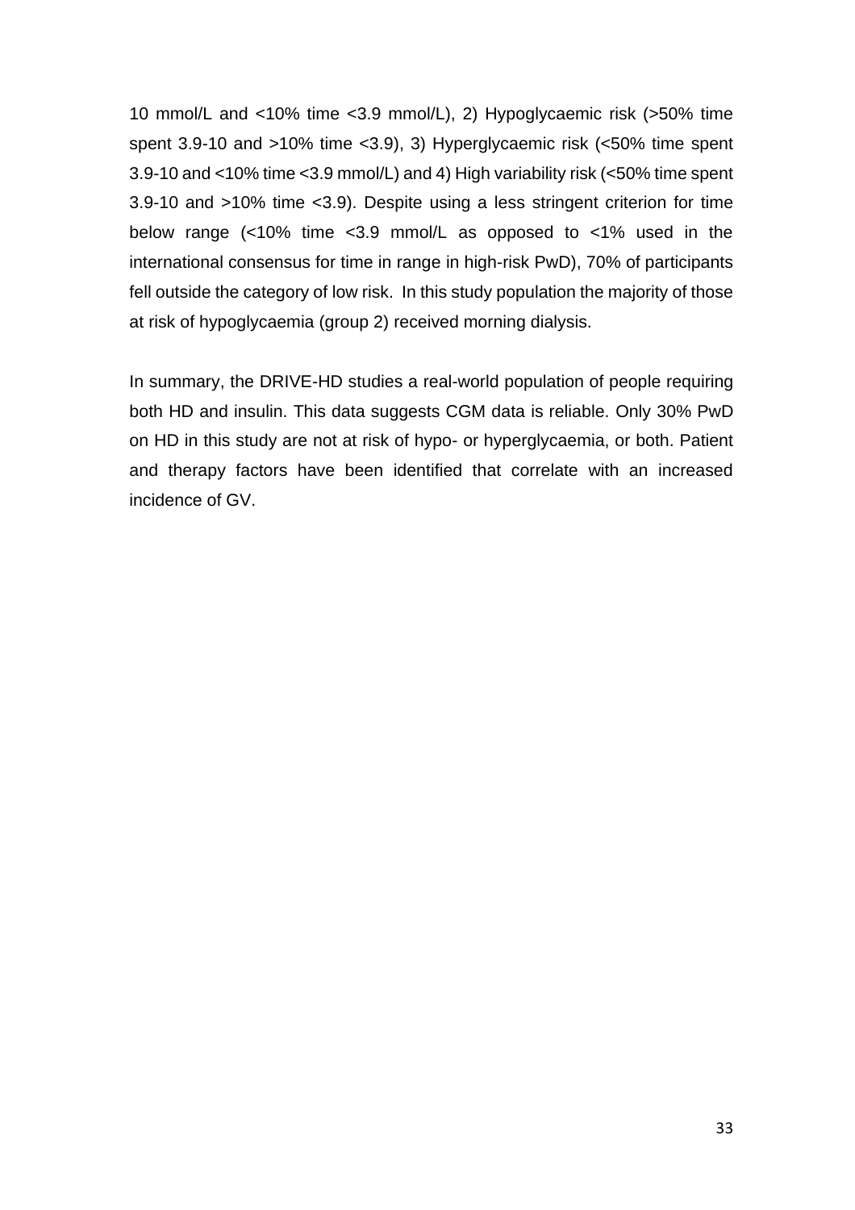10 mmol/L and <10% time <3.9 mmol/L), 2) Hypoglycaemic risk (>50% time spent 3.9-10 and >10% time <3.9), 3) Hyperglycaemic risk (<50% time spent 3.9-10 and <10% time <3.9 mmol/L) and 4) High variability risk (<50% time spent 3.9-10 and >10% time <3.9). Despite using a less stringent criterion for time below range (<10% time <3.9 mmol/L as opposed to <1% used in the international consensus for time in range in high-risk PwD), 70% of participants fell outside the category of low risk. In this study population the majority of those at risk of hypoglycaemia (group 2) received morning dialysis.

In summary, the DRIVE-HD studies a real-world population of people requiring both HD and insulin. This data suggests CGM data is reliable. Only 30% PwD on HD in this study are not at risk of hypo- or hyperglycaemia, or both. Patient and therapy factors have been identified that correlate with an increased incidence of GV.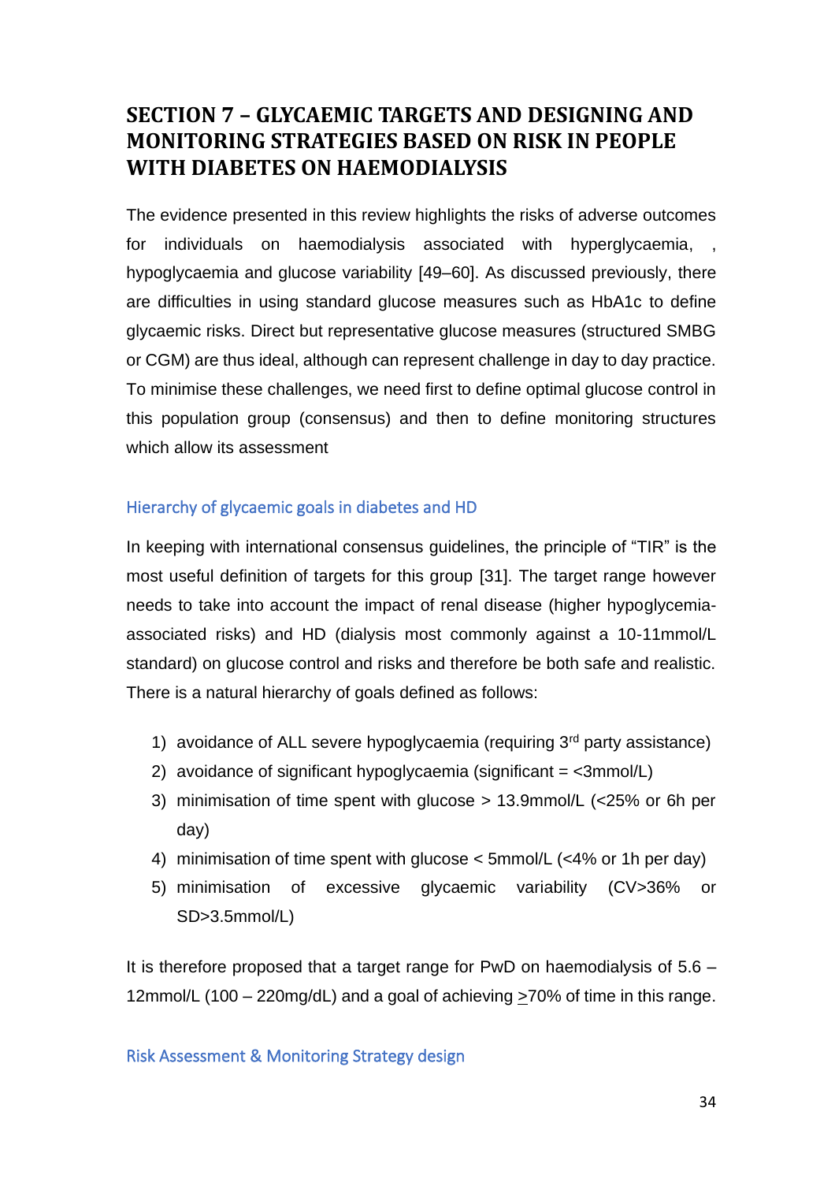# SECTION 7 – GLYCAEMIC TARGETS AND DESIGNING AND MONITORING STRATEGIES BASED ON RISK IN PEOPLE WITH DIABETES ON HAEMODIALYSIS

The evidence presented in this review highlights the risks of adverse outcomes for individuals on haemodialysis associated with hyperglycaemia, , hypoglycaemia and glucose variability [49–60]. As discussed previously, there are difficulties in using standard glucose measures such as HbA1c to define glycaemic risks. Direct but representative glucose measures (structured SMBG or CGM) are thus ideal, although can represent challenge in day to day practice. To minimise these challenges, we need first to define optimal glucose control in this population group (consensus) and then to define monitoring structures which allow its assessment

## Hierarchy of glycaemic goals in diabetes and HD

In keeping with international consensus guidelines, the principle of "TIR" is the most useful definition of targets for this group [31]. The target range however needs to take into account the impact of renal disease (higher hypoglycemia-associated risks) and HD (dialysis most commonly against a 10-11mmol/L standard) on glucose control and risks and therefore be both safe and realistic. There is a natural hierarchy of goals defined as follows:

1) avoidance of ALL severe hypoglycaemia (requiring 3rd party assistance)
2) avoidance of significant hypoglycaemia (significant = <3mmol/L)
3) minimisation of time spent with glucose > 13.9mmol/L (<25% or 6h per day)
4) minimisation of time spent with glucose < 5mmol/L (<4% or 1h per day)
5) minimisation of excessive glycaemic variability (CV>36% or SD>3.5mmol/L)

It is therefore proposed that a target range for PwD on haemodialysis of 5.6 – 12mmol/L (100 – 220mg/dL) and a goal of achieving ≥70% of time in this range.

## Risk Assessment & Monitoring Strategy design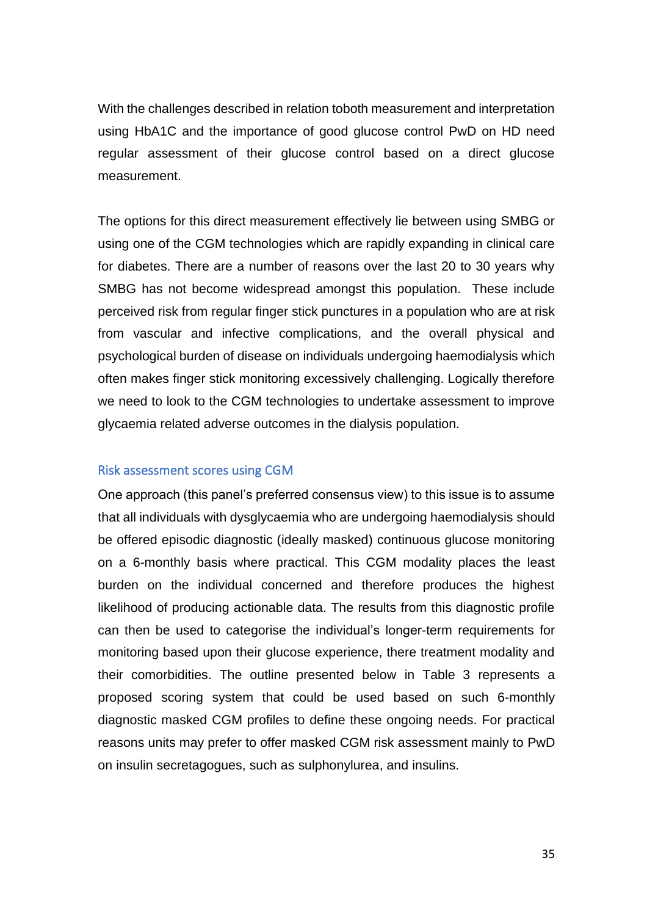With the challenges described in relation toboth measurement and interpretation using HbA1C and the importance of good glucose control PwD on HD need regular assessment of their glucose control based on a direct glucose measurement.

The options for this direct measurement effectively lie between using SMBG or using one of the CGM technologies which are rapidly expanding in clinical care for diabetes. There are a number of reasons over the last 20 to 30 years why SMBG has not become widespread amongst this population. These include perceived risk from regular finger stick punctures in a population who are at risk from vascular and infective complications, and the overall physical and psychological burden of disease on individuals undergoing haemodialysis which often makes finger stick monitoring excessively challenging. Logically therefore we need to look to the CGM technologies to undertake assessment to improve glycaemia related adverse outcomes in the dialysis population.

## Risk assessment scores using CGM

One approach (this panel's preferred consensus view) to this issue is to assume that all individuals with dysglycaemia who are undergoing haemodialysis should be offered episodic diagnostic (ideally masked) continuous glucose monitoring on a 6-monthly basis where practical. This CGM modality places the least burden on the individual concerned and therefore produces the highest likelihood of producing actionable data. The results from this diagnostic profile can then be used to categorise the individual's longer-term requirements for monitoring based upon their glucose experience, there treatment modality and their comorbidities. The outline presented below in Table 3 represents a proposed scoring system that could be used based on such 6-monthly diagnostic masked CGM profiles to define these ongoing needs. For practical reasons units may prefer to offer masked CGM risk assessment mainly to PwD on insulin secretagogues, such as sulphonylurea, and insulins.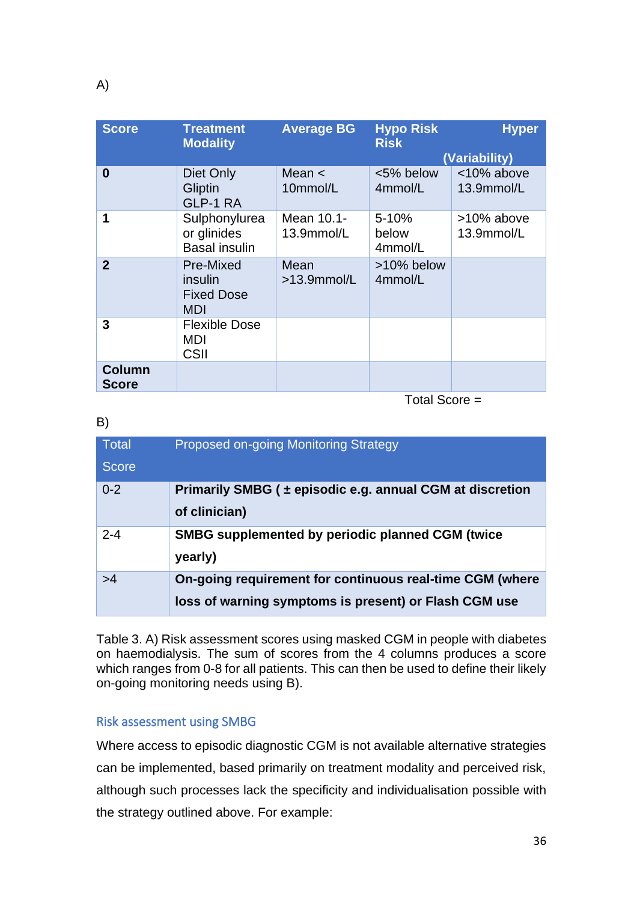A)

| Score | Treatment Modality | Average BG | Hypo Risk | Hyper Risk (Variability) |
|---|---|---|---|---|
| **0** | Diet Only<br>Gliptin<br>GLP-1 RA | Mean < 10mmol/L | <5% below 4mmol/L | <10% above 13.9mmol/L |
| **1** | Sulphonylurea or glinides<br>Basal insulin | Mean 10.1-13.9mmol/L | 5-10% below 4mmol/L | >10% above 13.9mmol/L |
| **2** | Pre-Mixed insulin<br>Fixed Dose MDI | Mean >13.9mmol/L | >10% below 4mmol/L | |
| **3** | Flexible Dose MDI<br>CSII | | | |
| **Column Score** | | | | |

Total Score =

B)

| Total Score | Proposed on-going Monitoring Strategy |
|---|---|
| 0-2 | **Primarily SMBG ( ± episodic e.g. annual CGM at discretion of clinician)** |
| 2-4 | **SMBG supplemented by periodic planned CGM (twice yearly)** |
| >4 | **On-going requirement for continuous real-time CGM (where loss of warning symptoms is present) or Flash CGM use** |

Table 3. A) Risk assessment scores using masked CGM in people with diabetes on haemodialysis. The sum of scores from the 4 columns produces a score which ranges from 0-8 for all patients. This can then be used to define their likely on-going monitoring needs using B).

## Risk assessment using SMBG

Where access to episodic diagnostic CGM is not available alternative strategies can be implemented, based primarily on treatment modality and perceived risk, although such processes lack the specificity and individualisation possible with the strategy outlined above. For example: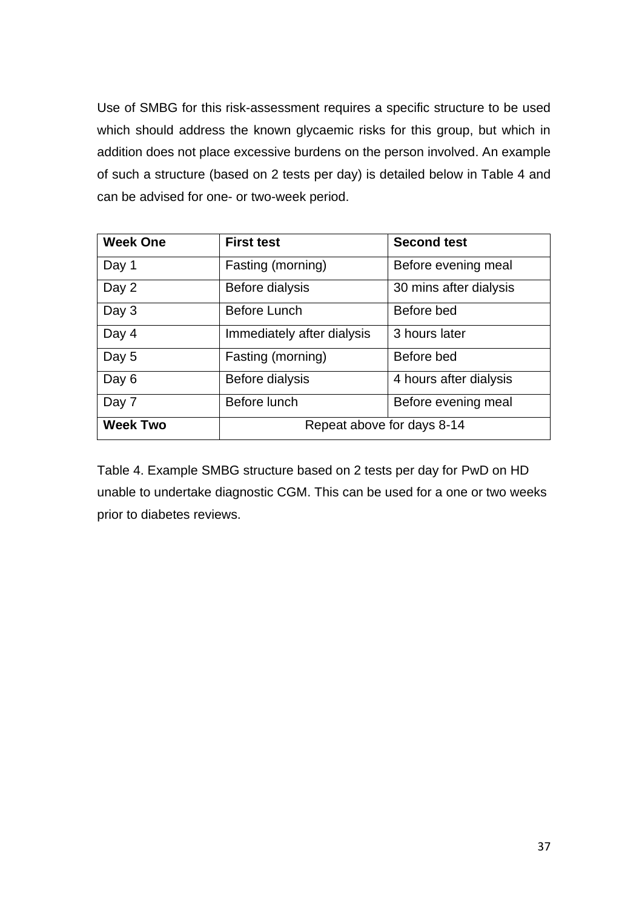Use of SMBG for this risk-assessment requires a specific structure to be used which should address the known glycaemic risks for this group, but which in addition does not place excessive burdens on the person involved. An example of such a structure (based on 2 tests per day) is detailed below in Table 4 and can be advised for one- or two-week period.

| **Week One** | **First test** | **Second test** |
|---|---|---|
| Day 1 | Fasting (morning) | Before evening meal |
| Day 2 | Before dialysis | 30 mins after dialysis |
| Day 3 | Before Lunch | Before bed |
| Day 4 | Immediately after dialysis | 3 hours later |
| Day 5 | Fasting (morning) | Before bed |
| Day 6 | Before dialysis | 4 hours after dialysis |
| Day 7 | Before lunch | Before evening meal |
| **Week Two** | Repeat above for days 8-14 | |

Table 4. Example SMBG structure based on 2 tests per day for PwD on HD unable to undertake diagnostic CGM. This can be used for a one or two weeks prior to diabetes reviews.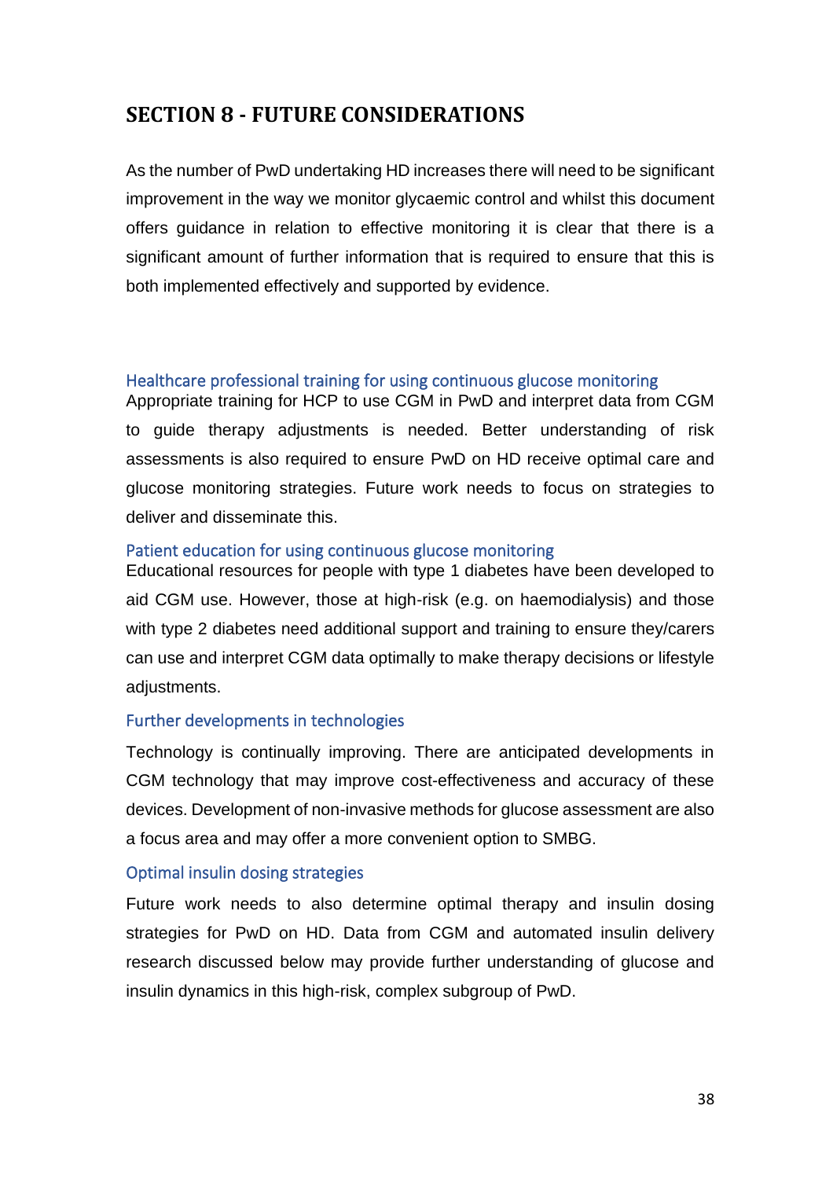## SECTION 8 - FUTURE CONSIDERATIONS

As the number of PwD undertaking HD increases there will need to be significant improvement in the way we monitor glycaemic control and whilst this document offers guidance in relation to effective monitoring it is clear that there is a significant amount of further information that is required to ensure that this is both implemented effectively and supported by evidence.

### Healthcare professional training for using continuous glucose monitoring

Appropriate training for HCP to use CGM in PwD and interpret data from CGM to guide therapy adjustments is needed. Better understanding of risk assessments is also required to ensure PwD on HD receive optimal care and glucose monitoring strategies. Future work needs to focus on strategies to deliver and disseminate this.

### Patient education for using continuous glucose monitoring

Educational resources for people with type 1 diabetes have been developed to aid CGM use. However, those at high-risk (e.g. on haemodialysis) and those with type 2 diabetes need additional support and training to ensure they/carers can use and interpret CGM data optimally to make therapy decisions or lifestyle adjustments.

### Further developments in technologies

Technology is continually improving. There are anticipated developments in CGM technology that may improve cost-effectiveness and accuracy of these devices. Development of non-invasive methods for glucose assessment are also a focus area and may offer a more convenient option to SMBG.

### Optimal insulin dosing strategies

Future work needs to also determine optimal therapy and insulin dosing strategies for PwD on HD. Data from CGM and automated insulin delivery research discussed below may provide further understanding of glucose and insulin dynamics in this high-risk, complex subgroup of PwD.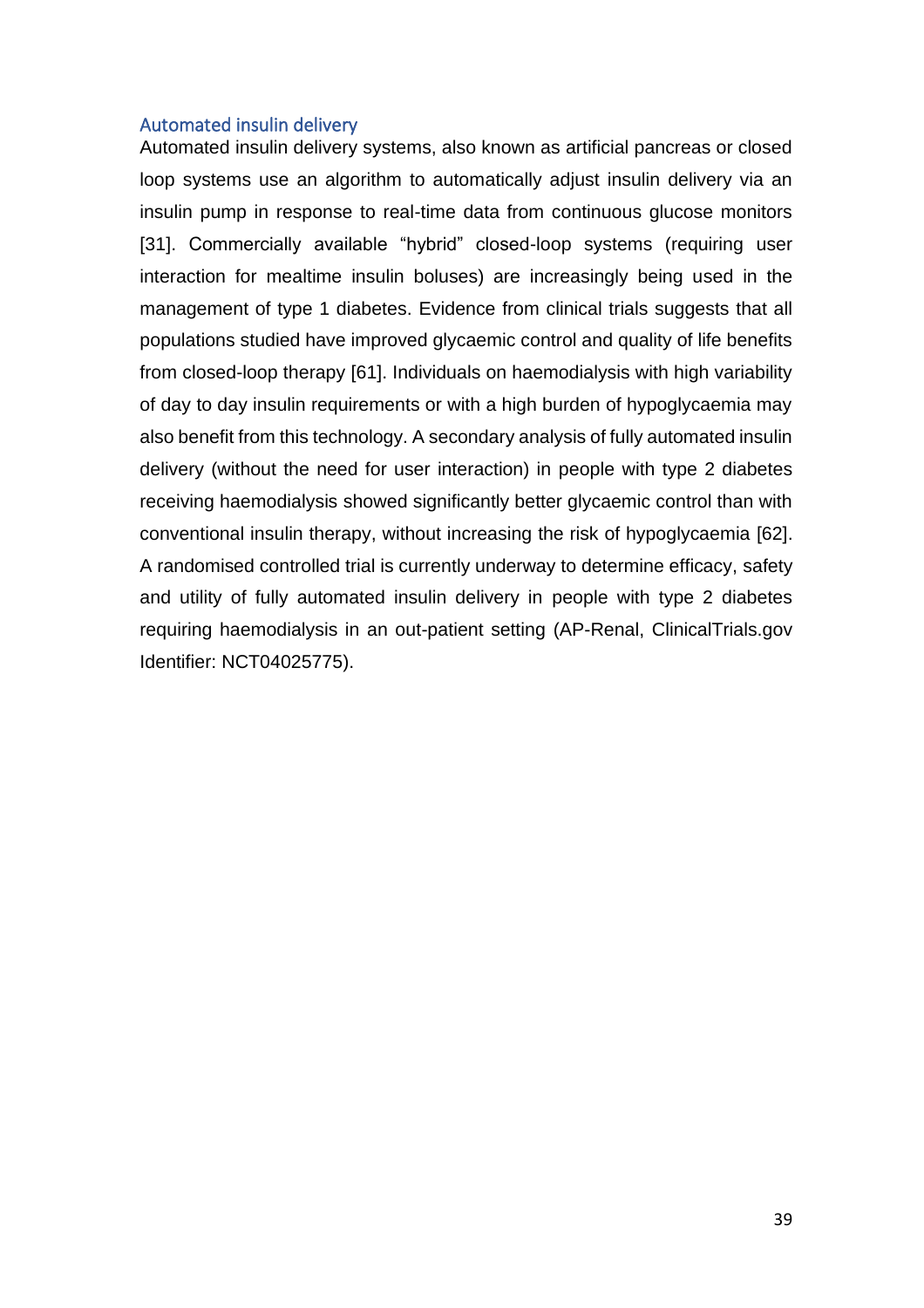### Automated insulin delivery

Automated insulin delivery systems, also known as artificial pancreas or closed loop systems use an algorithm to automatically adjust insulin delivery via an insulin pump in response to real-time data from continuous glucose monitors [31]. Commercially available "hybrid" closed-loop systems (requiring user interaction for mealtime insulin boluses) are increasingly being used in the management of type 1 diabetes. Evidence from clinical trials suggests that all populations studied have improved glycaemic control and quality of life benefits from closed-loop therapy [61]. Individuals on haemodialysis with high variability of day to day insulin requirements or with a high burden of hypoglycaemia may also benefit from this technology. A secondary analysis of fully automated insulin delivery (without the need for user interaction) in people with type 2 diabetes receiving haemodialysis showed significantly better glycaemic control than with conventional insulin therapy, without increasing the risk of hypoglycaemia [62]. A randomised controlled trial is currently underway to determine efficacy, safety and utility of fully automated insulin delivery in people with type 2 diabetes requiring haemodialysis in an out-patient setting (AP-Renal, ClinicalTrials.gov Identifier: NCT04025775).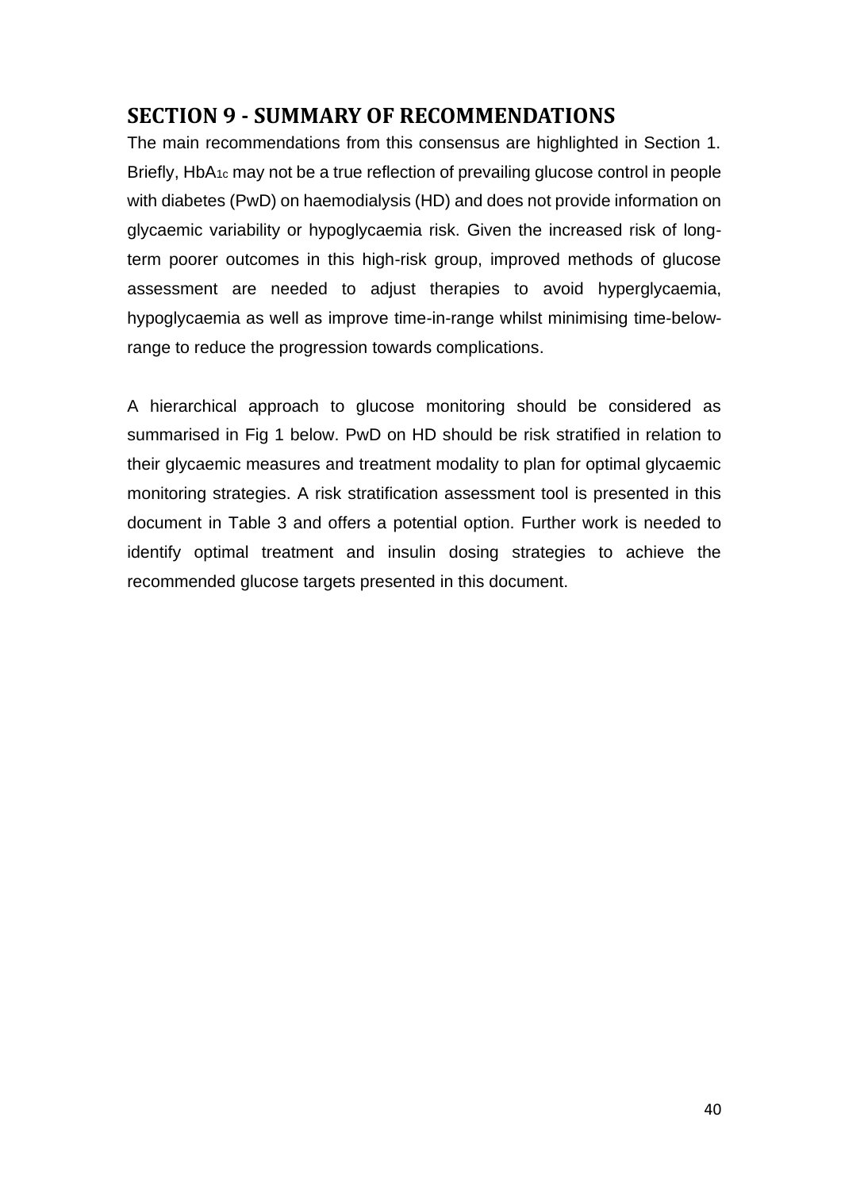## SECTION 9 - SUMMARY OF RECOMMENDATIONS

The main recommendations from this consensus are highlighted in Section 1. Briefly, $HbA_{1c}$ may not be a true reflection of prevailing glucose control in people with diabetes (PwD) on haemodialysis (HD) and does not provide information on glycaemic variability or hypoglycaemia risk. Given the increased risk of long-term poorer outcomes in this high-risk group, improved methods of glucose assessment are needed to adjust therapies to avoid hyperglycaemia, hypoglycaemia as well as improve time-in-range whilst minimising time-below-range to reduce the progression towards complications.

A hierarchical approach to glucose monitoring should be considered as summarised in Fig 1 below. PwD on HD should be risk stratified in relation to their glycaemic measures and treatment modality to plan for optimal glycaemic monitoring strategies. A risk stratification assessment tool is presented in this document in Table 3 and offers a potential option. Further work is needed to identify optimal treatment and insulin dosing strategies to achieve the recommended glucose targets presented in this document.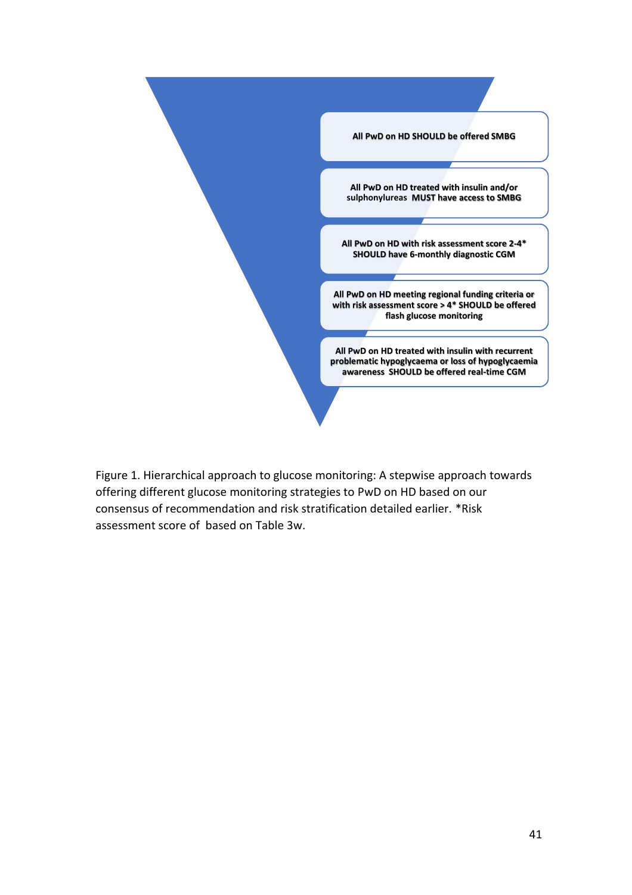All PwD on HD SHOULD be offered SMBG

All PwD on HD treated with insulin and/or sulphonylureas MUST have access to SMBG

All PwD on HD with risk assessment score 2-4* SHOULD have 6-monthly diagnostic CGM

All PwD on HD meeting regional funding criteria or with risk assessment score > 4* SHOULD be offered flash glucose monitoring

All PwD on HD treated with insulin with recurrent problematic hypoglycaemia or loss of hypoglycaemia awareness SHOULD be offered real-time CGM

Figure 1. Hierarchical approach to glucose monitoring: A stepwise approach towards offering different glucose monitoring strategies to PwD on HD based on our consensus of recommendation and risk stratification detailed earlier. *Risk assessment score of based on Table 3w.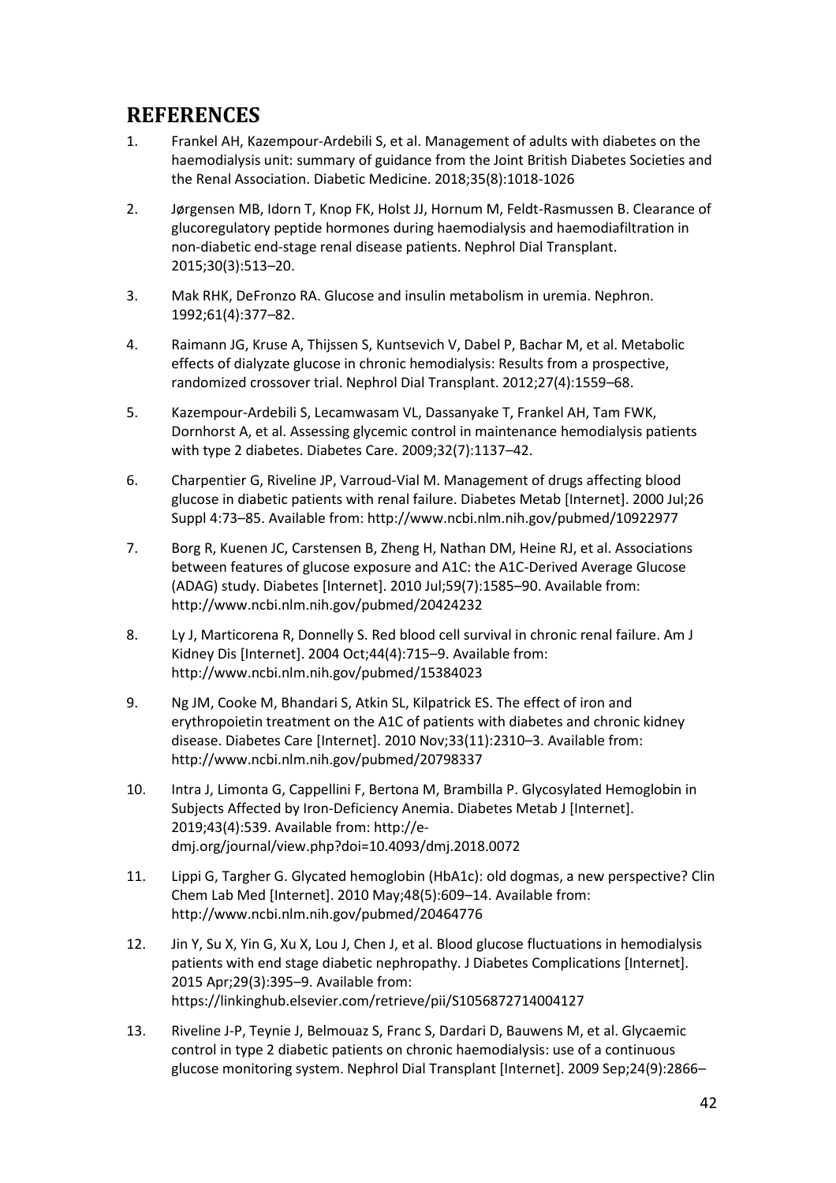## REFERENCES

1. Frankel AH, Kazempour-Ardebili S, et al. Management of adults with diabetes on the haemodialysis unit: summary of guidance from the Joint British Diabetes Societies and the Renal Association. Diabetic Medicine. 2018;35(8):1018-1026

2. Jørgensen MB, Idorn T, Knop FK, Holst JJ, Hornum M, Feldt-Rasmussen B. Clearance of glucoregulatory peptide hormones during haemodialysis and haemodiafiltration in non-diabetic end-stage renal disease patients. Nephrol Dial Transplant. 2015;30(3):513–20.

3. Mak RHK, DeFronzo RA. Glucose and insulin metabolism in uremia. Nephron. 1992;61(4):377–82.

4. Raimann JG, Kruse A, Thijssen S, Kuntsevich V, Dabel P, Bachar M, et al. Metabolic effects of dialyzate glucose in chronic hemodialysis: Results from a prospective, randomized crossover trial. Nephrol Dial Transplant. 2012;27(4):1559–68.

5. Kazempour-Ardebili S, Lecamwasam VL, Dassanyake T, Frankel AH, Tam FWK, Dornhorst A, et al. Assessing glycemic control in maintenance hemodialysis patients with type 2 diabetes. Diabetes Care. 2009;32(7):1137–42.

6. Charpentier G, Riveline JP, Varroud-Vial M. Management of drugs affecting blood glucose in diabetic patients with renal failure. Diabetes Metab [Internet]. 2000 Jul;26 Suppl 4:73–85. Available from: http://www.ncbi.nlm.nih.gov/pubmed/10922977

7. Borg R, Kuenen JC, Carstensen B, Zheng H, Nathan DM, Heine RJ, et al. Associations between features of glucose exposure and A1C: the A1C-Derived Average Glucose (ADAG) study. Diabetes [Internet]. 2010 Jul;59(7):1585–90. Available from: http://www.ncbi.nlm.nih.gov/pubmed/20424232

8. Ly J, Marticorena R, Donnelly S. Red blood cell survival in chronic renal failure. Am J Kidney Dis [Internet]. 2004 Oct;44(4):715–9. Available from: http://www.ncbi.nlm.nih.gov/pubmed/15384023

9. Ng JM, Cooke M, Bhandari S, Atkin SL, Kilpatrick ES. The effect of iron and erythropoietin treatment on the A1C of patients with diabetes and chronic kidney disease. Diabetes Care [Internet]. 2010 Nov;33(11):2310–3. Available from: http://www.ncbi.nlm.nih.gov/pubmed/20798337

10. Intra J, Limonta G, Cappellini F, Bertona M, Brambilla P. Glycosylated Hemoglobin in Subjects Affected by Iron-Deficiency Anemia. Diabetes Metab J [Internet]. 2019;43(4):539. Available from: http://e-dmj.org/journal/view.php?doi=10.4093/dmj.2018.0072

11. Lippi G, Targher G. Glycated hemoglobin (HbA1c): old dogmas, a new perspective? Clin Chem Lab Med [Internet]. 2010 May;48(5):609–14. Available from: http://www.ncbi.nlm.nih.gov/pubmed/20464776

12. Jin Y, Su X, Yin G, Xu X, Lou J, Chen J, et al. Blood glucose fluctuations in hemodialysis patients with end stage diabetic nephropathy. J Diabetes Complications [Internet]. 2015 Apr;29(3):395–9. Available from: https://linkinghub.elsevier.com/retrieve/pii/S1056872714004127

13. Riveline J-P, Teynie J, Belmouaz S, Franc S, Dardari D, Bauwens M, et al. Glycaemic control in type 2 diabetic patients on chronic haemodialysis: use of a continuous glucose monitoring system. Nephrol Dial Transplant [Internet]. 2009 Sep;24(9):2866–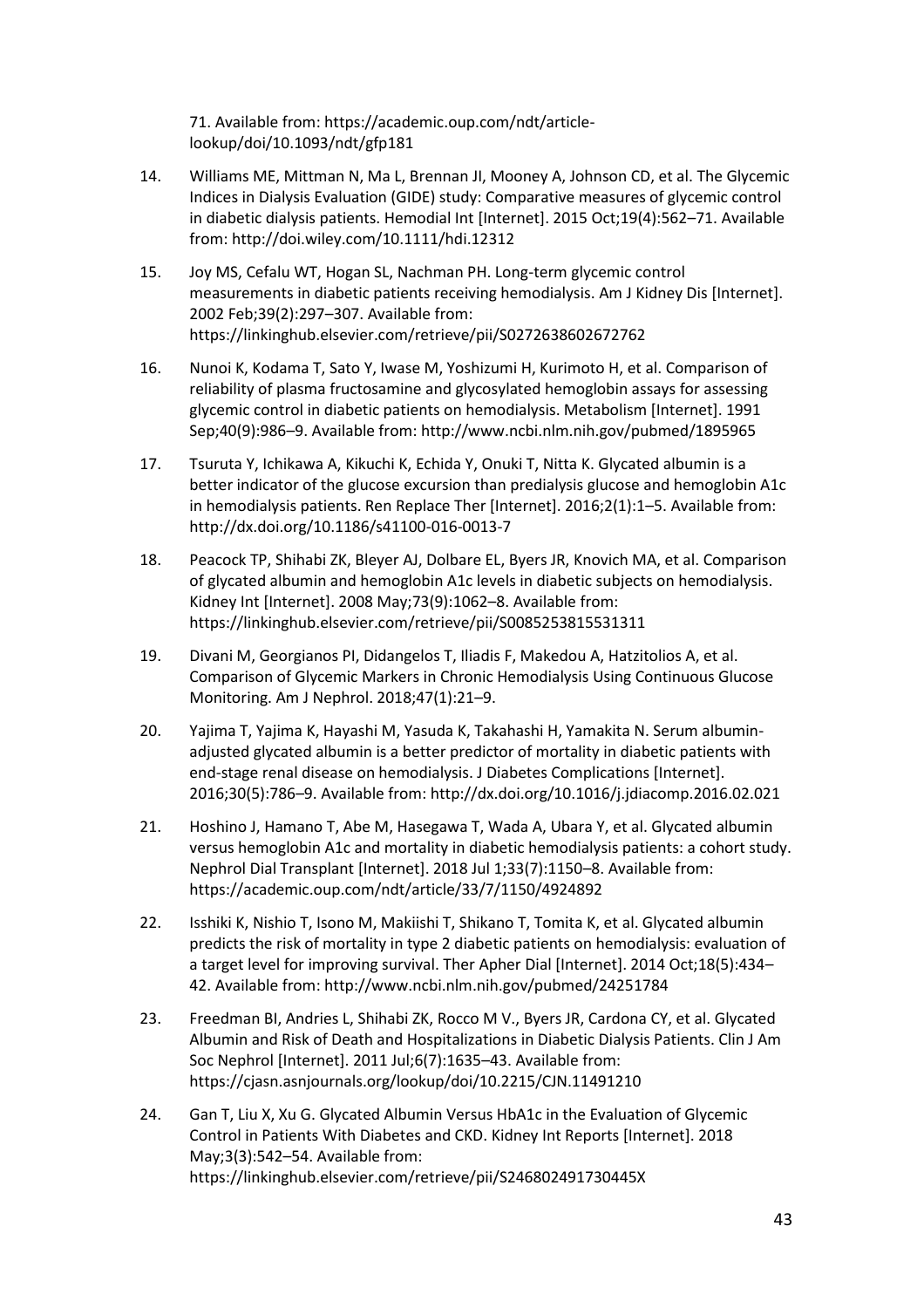71. Available from: https://academic.oup.com/ndt/article-lookup/doi/10.1093/ndt/gfp181

14. Williams ME, Mittman N, Ma L, Brennan JI, Mooney A, Johnson CD, et al. The Glycemic Indices in Dialysis Evaluation (GIDE) study: Comparative measures of glycemic control in diabetic dialysis patients. Hemodial Int [Internet]. 2015 Oct;19(4):562–71. Available from: http://doi.wiley.com/10.1111/hdi.12312

15. Joy MS, Cefalu WT, Hogan SL, Nachman PH. Long-term glycemic control measurements in diabetic patients receiving hemodialysis. Am J Kidney Dis [Internet]. 2002 Feb;39(2):297–307. Available from: https://linkinghub.elsevier.com/retrieve/pii/S0272638602672762

16. Nunoi K, Kodama T, Sato Y, Iwase M, Yoshizumi H, Kurimoto H, et al. Comparison of reliability of plasma fructosamine and glycosylated hemoglobin assays for assessing glycemic control in diabetic patients on hemodialysis. Metabolism [Internet]. 1991 Sep;40(9):986–9. Available from: http://www.ncbi.nlm.nih.gov/pubmed/1895965

17. Tsuruta Y, Ichikawa A, Kikuchi K, Echida Y, Onuki T, Nitta K. Glycated albumin is a better indicator of the glucose excursion than predialysis glucose and hemoglobin A1c in hemodialysis patients. Ren Replace Ther [Internet]. 2016;2(1):1–5. Available from: http://dx.doi.org/10.1186/s41100-016-0013-7

18. Peacock TP, Shihabi ZK, Bleyer AJ, Dolbare EL, Byers JR, Knovich MA, et al. Comparison of glycated albumin and hemoglobin A1c levels in diabetic subjects on hemodialysis. Kidney Int [Internet]. 2008 May;73(9):1062–8. Available from: https://linkinghub.elsevier.com/retrieve/pii/S0085253815531311

19. Divani M, Georgianos PI, Didangelos T, Iliadis F, Makedou A, Hatzitolios A, et al. Comparison of Glycemic Markers in Chronic Hemodialysis Using Continuous Glucose Monitoring. Am J Nephrol. 2018;47(1):21–9.

20. Yajima T, Yajima K, Hayashi M, Yasuda K, Takahashi H, Yamakita N. Serum albumin-adjusted glycated albumin is a better predictor of mortality in diabetic patients with end-stage renal disease on hemodialysis. J Diabetes Complications [Internet]. 2016;30(5):786–9. Available from: http://dx.doi.org/10.1016/j.jdiacomp.2016.02.021

21. Hoshino J, Hamano T, Abe M, Hasegawa T, Wada A, Ubara Y, et al. Glycated albumin versus hemoglobin A1c and mortality in diabetic hemodialysis patients: a cohort study. Nephrol Dial Transplant [Internet]. 2018 Jul 1;33(7):1150–8. Available from: https://academic.oup.com/ndt/article/33/7/1150/4924892

22. Isshiki K, Nishio T, Isono M, Makiishi T, Shikano T, Tomita K, et al. Glycated albumin predicts the risk of mortality in type 2 diabetic patients on hemodialysis: evaluation of a target level for improving survival. Ther Apher Dial [Internet]. 2014 Oct;18(5):434–42. Available from: http://www.ncbi.nlm.nih.gov/pubmed/24251784

23. Freedman BI, Andries L, Shihabi ZK, Rocco M V., Byers JR, Cardona CY, et al. Glycated Albumin and Risk of Death and Hospitalizations in Diabetic Dialysis Patients. Clin J Am Soc Nephrol [Internet]. 2011 Jul;6(7):1635–43. Available from: https://cjasn.asnjournals.org/lookup/doi/10.2215/CJN.11491210

24. Gan T, Liu X, Xu G. Glycated Albumin Versus HbA1c in the Evaluation of Glycemic Control in Patients With Diabetes and CKD. Kidney Int Reports [Internet]. 2018 May;3(3):542–54. Available from: https://linkinghub.elsevier.com/retrieve/pii/S246802491730445X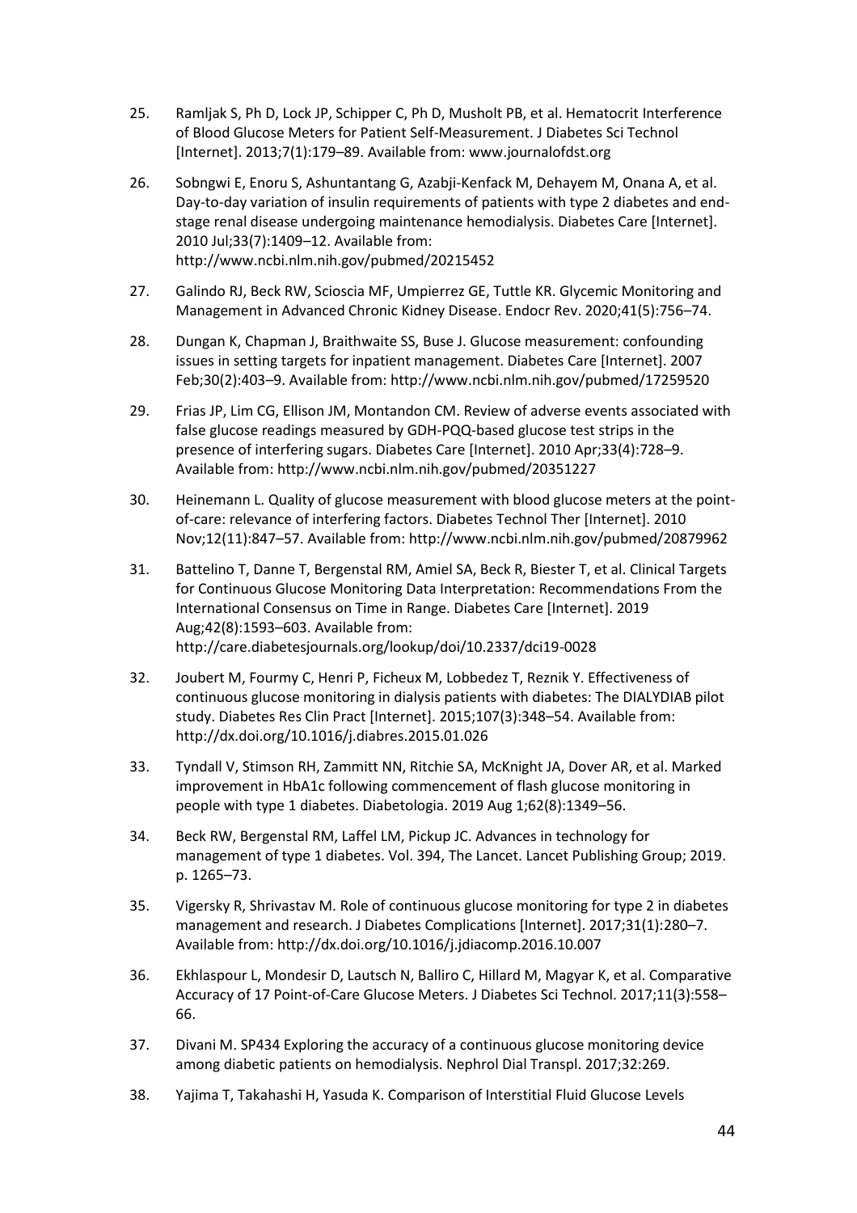25. Ramljak S, Ph D, Lock JP, Schipper C, Ph D, Musholt PB, et al. Hematocrit Interference of Blood Glucose Meters for Patient Self-Measurement. J Diabetes Sci Technol [Internet]. 2013;7(1):179–89. Available from: www.journalofdst.org

26. Sobngwi E, Enoru S, Ashuntantang G, Azabji-Kenfack M, Dehayem M, Onana A, et al. Day-to-day variation of insulin requirements of patients with type 2 diabetes and end-stage renal disease undergoing maintenance hemodialysis. Diabetes Care [Internet]. 2010 Jul;33(7):1409–12. Available from: http://www.ncbi.nlm.nih.gov/pubmed/20215452

27. Galindo RJ, Beck RW, Scioscia MF, Umpierrez GE, Tuttle KR. Glycemic Monitoring and Management in Advanced Chronic Kidney Disease. Endocr Rev. 2020;41(5):756–74.

28. Dungan K, Chapman J, Braithwaite SS, Buse J. Glucose measurement: confounding issues in setting targets for inpatient management. Diabetes Care [Internet]. 2007 Feb;30(2):403–9. Available from: http://www.ncbi.nlm.nih.gov/pubmed/17259520

29. Frias JP, Lim CG, Ellison JM, Montandon CM. Review of adverse events associated with false glucose readings measured by GDH-PQQ-based glucose test strips in the presence of interfering sugars. Diabetes Care [Internet]. 2010 Apr;33(4):728–9. Available from: http://www.ncbi.nlm.nih.gov/pubmed/20351227

30. Heinemann L. Quality of glucose measurement with blood glucose meters at the point-of-care: relevance of interfering factors. Diabetes Technol Ther [Internet]. 2010 Nov;12(11):847–57. Available from: http://www.ncbi.nlm.nih.gov/pubmed/20879962

31. Battelino T, Danne T, Bergenstal RM, Amiel SA, Beck R, Biester T, et al. Clinical Targets for Continuous Glucose Monitoring Data Interpretation: Recommendations From the International Consensus on Time in Range. Diabetes Care [Internet]. 2019 Aug;42(8):1593–603. Available from: http://care.diabetesjournals.org/lookup/doi/10.2337/dci19-0028

32. Joubert M, Fourmy C, Henri P, Ficheux M, Lobbedez T, Reznik Y. Effectiveness of continuous glucose monitoring in dialysis patients with diabetes: The DIALYDIAB pilot study. Diabetes Res Clin Pract [Internet]. 2015;107(3):348–54. Available from: http://dx.doi.org/10.1016/j.diabres.2015.01.026

33. Tyndall V, Stimson RH, Zammitt NN, Ritchie SA, McKnight JA, Dover AR, et al. Marked improvement in HbA1c following commencement of flash glucose monitoring in people with type 1 diabetes. Diabetologia. 2019 Aug 1;62(8):1349–56.

34. Beck RW, Bergenstal RM, Laffel LM, Pickup JC. Advances in technology for management of type 1 diabetes. Vol. 394, The Lancet. Lancet Publishing Group; 2019. p. 1265–73.

35. Vigersky R, Shrivastav M. Role of continuous glucose monitoring for type 2 in diabetes management and research. J Diabetes Complications [Internet]. 2017;31(1):280–7. Available from: http://dx.doi.org/10.1016/j.jdiacomp.2016.10.007

36. Ekhlaspour L, Mondesir D, Lautsch N, Balliro C, Hillard M, Magyar K, et al. Comparative Accuracy of 17 Point-of-Care Glucose Meters. J Diabetes Sci Technol. 2017;11(3):558–66.

37. Divani M. SP434 Exploring the accuracy of a continuous glucose monitoring device among diabetic patients on hemodialysis. Nephrol Dial Transpl. 2017;32:269.

38. Yajima T, Takahashi H, Yasuda K. Comparison of Interstitial Fluid Glucose Levels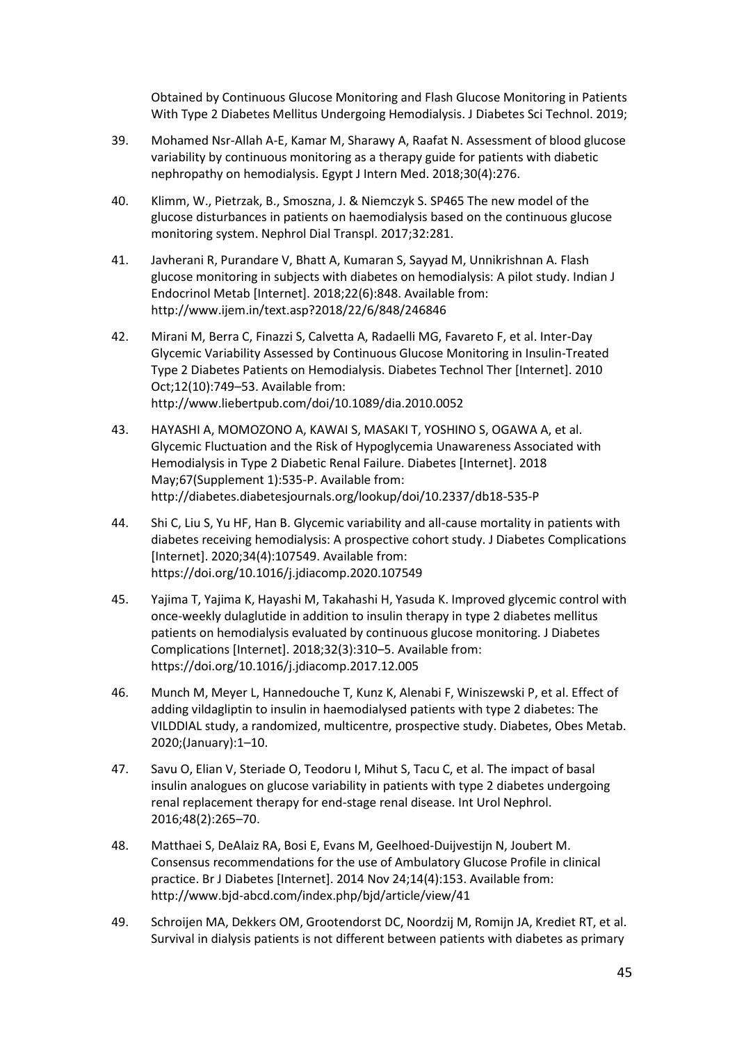Obtained by Continuous Glucose Monitoring and Flash Glucose Monitoring in Patients With Type 2 Diabetes Mellitus Undergoing Hemodialysis. J Diabetes Sci Technol. 2019;

39. Mohamed Nsr-Allah A-E, Kamar M, Sharawy A, Raafat N. Assessment of blood glucose variability by continuous monitoring as a therapy guide for patients with diabetic nephropathy on hemodialysis. Egypt J Intern Med. 2018;30(4):276.

40. Klimm, W., Pietrzak, B., Smoszna, J. & Niemczyk S. SP465 The new model of the glucose disturbances in patients on haemodialysis based on the continuous glucose monitoring system. Nephrol Dial Transpl. 2017;32:281.

41. Javherani R, Purandare V, Bhatt A, Kumaran S, Sayyad M, Unnikrishnan A. Flash glucose monitoring in subjects with diabetes on hemodialysis: A pilot study. Indian J Endocrinol Metab [Internet]. 2018;22(6):848. Available from: http://www.ijem.in/text.asp?2018/22/6/848/246846

42. Mirani M, Berra C, Finazzi S, Calvetta A, Radaelli MG, Favareto F, et al. Inter-Day Glycemic Variability Assessed by Continuous Glucose Monitoring in Insulin-Treated Type 2 Diabetes Patients on Hemodialysis. Diabetes Technol Ther [Internet]. 2010 Oct;12(10):749–53. Available from: http://www.liebertpub.com/doi/10.1089/dia.2010.0052

43. HAYASHI A, MOMOZONO A, KAWAI S, MASAKI T, YOSHINO S, OGAWA A, et al. Glycemic Fluctuation and the Risk of Hypoglycemia Unawareness Associated with Hemodialysis in Type 2 Diabetic Renal Failure. Diabetes [Internet]. 2018 May;67(Supplement 1):535-P. Available from: http://diabetes.diabetesjournals.org/lookup/doi/10.2337/db18-535-P

44. Shi C, Liu S, Yu HF, Han B. Glycemic variability and all-cause mortality in patients with diabetes receiving hemodialysis: A prospective cohort study. J Diabetes Complications [Internet]. 2020;34(4):107549. Available from: https://doi.org/10.1016/j.jdiacomp.2020.107549

45. Yajima T, Yajima K, Hayashi M, Takahashi H, Yasuda K. Improved glycemic control with once-weekly dulaglutide in addition to insulin therapy in type 2 diabetes mellitus patients on hemodialysis evaluated by continuous glucose monitoring. J Diabetes Complications [Internet]. 2018;32(3):310–5. Available from: https://doi.org/10.1016/j.jdiacomp.2017.12.005

46. Munch M, Meyer L, Hannedouche T, Kunz K, Alenabi F, Winiszewski P, et al. Effect of adding vildagliptin to insulin in haemodialysed patients with type 2 diabetes: The VILDDIAL study, a randomized, multicentre, prospective study. Diabetes, Obes Metab. 2020;(January):1–10.

47. Savu O, Elian V, Steriade O, Teodoru I, Mihut S, Tacu C, et al. The impact of basal insulin analogues on glucose variability in patients with type 2 diabetes undergoing renal replacement therapy for end-stage renal disease. Int Urol Nephrol. 2016;48(2):265–70.

48. Matthaei S, DeAlaiz RA, Bosi E, Evans M, Geelhoed-Duijvestijn N, Joubert M. Consensus recommendations for the use of Ambulatory Glucose Profile in clinical practice. Br J Diabetes [Internet]. 2014 Nov 24;14(4):153. Available from: http://www.bjd-abcd.com/index.php/bjd/article/view/41

49. Schroijen MA, Dekkers OM, Grootendorst DC, Noordzij M, Romijn JA, Krediet RT, et al. Survival in dialysis patients is not different between patients with diabetes as primary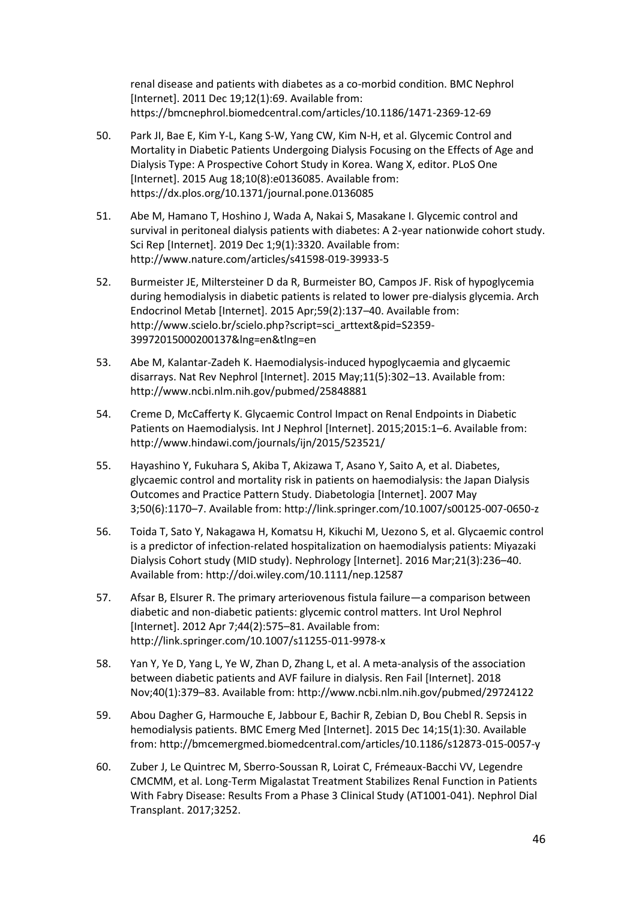renal disease and patients with diabetes as a co-morbid condition. BMC Nephrol [Internet]. 2011 Dec 19;12(1):69. Available from: https://bmcnephrol.biomedcentral.com/articles/10.1186/1471-2369-12-69

50. Park JI, Bae E, Kim Y-L, Kang S-W, Yang CW, Kim N-H, et al. Glycemic Control and Mortality in Diabetic Patients Undergoing Dialysis Focusing on the Effects of Age and Dialysis Type: A Prospective Cohort Study in Korea. Wang X, editor. PLoS One [Internet]. 2015 Aug 18;10(8):e0136085. Available from: https://dx.plos.org/10.1371/journal.pone.0136085

51. Abe M, Hamano T, Hoshino J, Wada A, Nakai S, Masakane I. Glycemic control and survival in peritoneal dialysis patients with diabetes: A 2-year nationwide cohort study. Sci Rep [Internet]. 2019 Dec 1;9(1):3320. Available from: http://www.nature.com/articles/s41598-019-39933-5

52. Burmeister JE, Miltersteiner D da R, Burmeister BO, Campos JF. Risk of hypoglycemia during hemodialysis in diabetic patients is related to lower pre-dialysis glycemia. Arch Endocrinol Metab [Internet]. 2015 Apr;59(2):137–40. Available from: http://www.scielo.br/scielo.php?script=sci_arttext&pid=S2359-39972015000200137&lng=en&tlng=en

53. Abe M, Kalantar-Zadeh K. Haemodialysis-induced hypoglycaemia and glycaemic disarrays. Nat Rev Nephrol [Internet]. 2015 May;11(5):302–13. Available from: http://www.ncbi.nlm.nih.gov/pubmed/25848881

54. Creme D, McCafferty K. Glycaemic Control Impact on Renal Endpoints in Diabetic Patients on Haemodialysis. Int J Nephrol [Internet]. 2015;2015:1–6. Available from: http://www.hindawi.com/journals/ijn/2015/523521/

55. Hayashino Y, Fukuhara S, Akiba T, Akizawa T, Asano Y, Saito A, et al. Diabetes, glycaemic control and mortality risk in patients on haemodialysis: the Japan Dialysis Outcomes and Practice Pattern Study. Diabetologia [Internet]. 2007 May 3;50(6):1170–7. Available from: http://link.springer.com/10.1007/s00125-007-0650-z

56. Toida T, Sato Y, Nakagawa H, Komatsu H, Kikuchi M, Uezono S, et al. Glycaemic control is a predictor of infection-related hospitalization on haemodialysis patients: Miyazaki Dialysis Cohort study (MID study). Nephrology [Internet]. 2016 Mar;21(3):236–40. Available from: http://doi.wiley.com/10.1111/nep.12587

57. Afsar B, Elsurer R. The primary arteriovenous fistula failure—a comparison between diabetic and non-diabetic patients: glycemic control matters. Int Urol Nephrol [Internet]. 2012 Apr 7;44(2):575–81. Available from: http://link.springer.com/10.1007/s11255-011-9978-x

58. Yan Y, Ye D, Yang L, Ye W, Zhan D, Zhang L, et al. A meta-analysis of the association between diabetic patients and AVF failure in dialysis. Ren Fail [Internet]. 2018 Nov;40(1):379–83. Available from: http://www.ncbi.nlm.nih.gov/pubmed/29724122

59. Abou Dagher G, Harmouche E, Jabbour E, Bachir R, Zebian D, Bou Chebl R. Sepsis in hemodialysis patients. BMC Emerg Med [Internet]. 2015 Dec 14;15(1):30. Available from: http://bmcemergmed.biomedcentral.com/articles/10.1186/s12873-015-0057-y

60. Zuber J, Le Quintrec M, Sberro-Soussan R, Loirat C, Frémeaux-Bacchi VV, Legendre CMCMM, et al. Long-Term Migalastat Treatment Stabilizes Renal Function in Patients With Fabry Disease: Results From a Phase 3 Clinical Study (AT1001-041). Nephrol Dial Transplant. 2017;3252.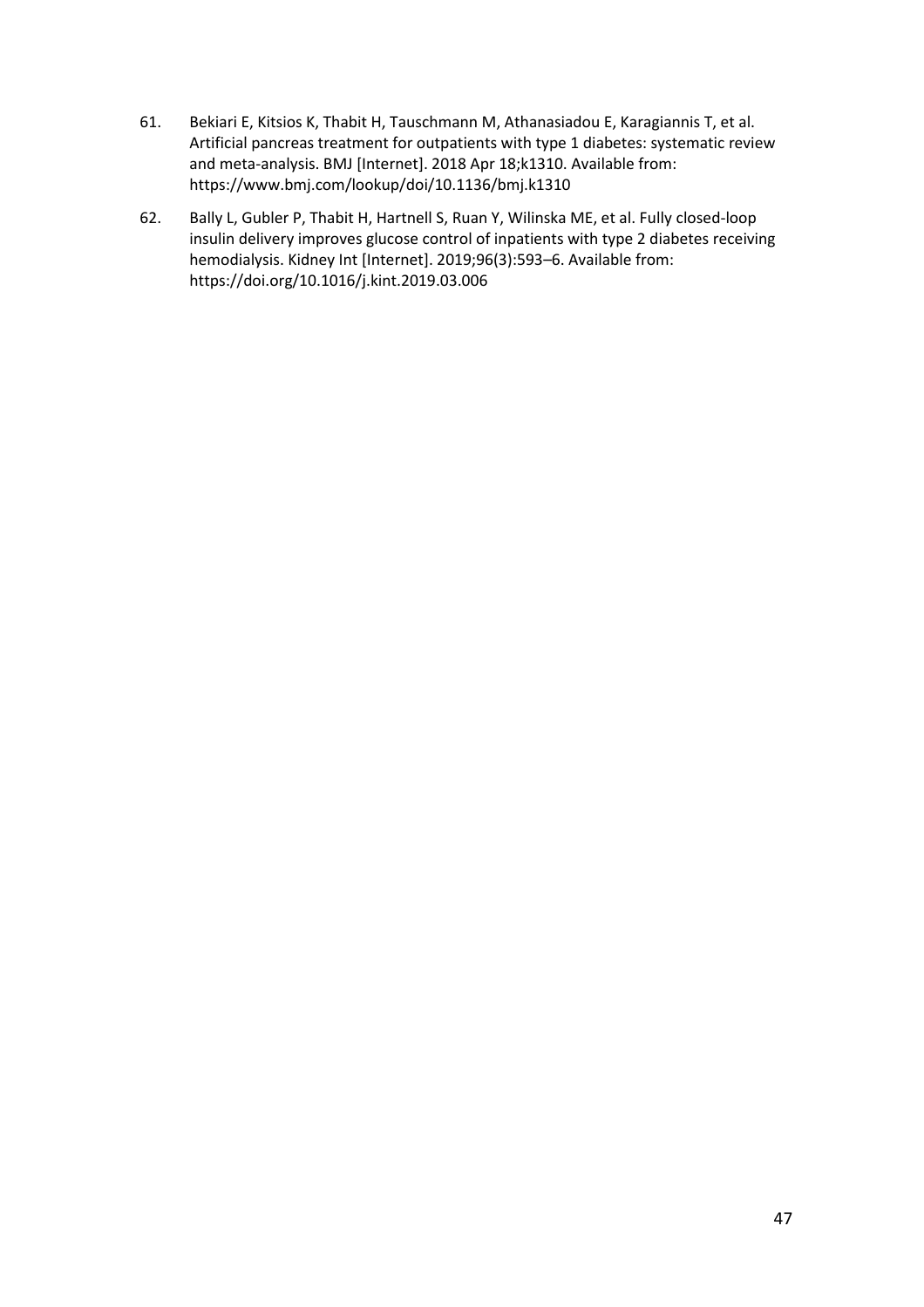61. Bekiari E, Kitsios K, Thabit H, Tauschmann M, Athanasiadou E, Karagiannis T, et al. Artificial pancreas treatment for outpatients with type 1 diabetes: systematic review and meta-analysis. BMJ [Internet]. 2018 Apr 18;k1310. Available from: https://www.bmj.com/lookup/doi/10.1136/bmj.k1310

62. Bally L, Gubler P, Thabit H, Hartnell S, Ruan Y, Wilinska ME, et al. Fully closed-loop insulin delivery improves glucose control of inpatients with type 2 diabetes receiving hemodialysis. Kidney Int [Internet]. 2019;96(3):593–6. Available from: https://doi.org/10.1016/j.kint.2019.03.006